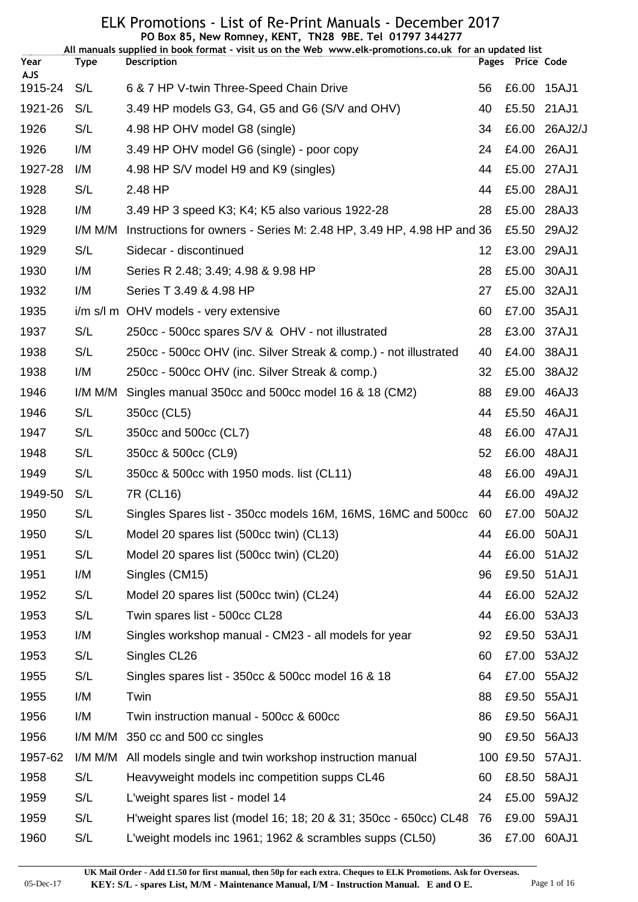# ELK Promotions - List of Re-Print Manuals - December 2017

**PO Box 85, New Romney, KENT, TN28 9BE. Tel 01797 344277**

**All manuals supplied in book format - visit us on the Web www.elk-promotions.co.uk for an updated list**

| Year | Type | Description | Pages | Price | Code |
|---|---|---|---|---|---|
| **AJS** | | | | | |
| 1915-24 | S/L | 6 & 7 HP V-twin Three-Speed Chain Drive | 56 | £6.00 | 15AJ1 |
| 1921-26 | S/L | 3.49 HP models G3, G4, G5 and G6 (S/V and OHV) | 40 | £5.50 | 21AJ1 |
| 1926 | S/L | 4.98 HP OHV model G8 (single) | 34 | £6.00 | 26AJ2/J |
| 1926 | I/M | 3.49 HP OHV model G6 (single) - poor copy | 24 | £4.00 | 26AJ1 |
| 1927-28 | I/M | 4.98 HP S/V model H9 and K9 (singles) | 44 | £5.00 | 27AJ1 |
| 1928 | S/L | 2.48 HP | 44 | £5.00 | 28AJ1 |
| 1928 | I/M | 3.49 HP 3 speed K3; K4; K5 also various 1922-28 | 28 | £5.00 | 28AJ3 |
| 1929 | I/M M/M | Instructions for owners - Series M: 2.48 HP, 3.49 HP, 4.98 HP and | 36 | £5.50 | 29AJ2 |
| 1929 | S/L | Sidecar - discontinued | 12 | £3.00 | 29AJ1 |
| 1930 | I/M | Series R 2.48; 3.49; 4.98 & 9.98 HP | 28 | £5.00 | 30AJ1 |
| 1932 | I/M | Series T 3.49 & 4.98 HP | 27 | £5.00 | 32AJ1 |
| 1935 | i/m s/l m | OHV models - very extensive | 60 | £7.00 | 35AJ1 |
| 1937 | S/L | 250cc - 500cc spares S/V & OHV - not illustrated | 28 | £3.00 | 37AJ1 |
| 1938 | S/L | 250cc - 500cc OHV (inc. Silver Streak & comp.) - not illustrated | 40 | £4.00 | 38AJ1 |
| 1938 | I/M | 250cc - 500cc OHV (inc. Silver Streak & comp.) | 32 | £5.00 | 38AJ2 |
| 1946 | I/M M/M | Singles manual 350cc and 500cc model 16 & 18 (CM2) | 88 | £9.00 | 46AJ3 |
| 1946 | S/L | 350cc (CL5) | 44 | £5.50 | 46AJ1 |
| 1947 | S/L | 350cc and 500cc (CL7) | 48 | £6.00 | 47AJ1 |
| 1948 | S/L | 350cc & 500cc (CL9) | 52 | £6.00 | 48AJ1 |
| 1949 | S/L | 350cc & 500cc with 1950 mods. list (CL11) | 48 | £6.00 | 49AJ1 |
| 1949-50 | S/L | 7R (CL16) | 44 | £6.00 | 49AJ2 |
| 1950 | S/L | Singles Spares list - 350cc models 16M, 16MS, 16MC and 500cc | 60 | £7.00 | 50AJ2 |
| 1950 | S/L | Model 20 spares list (500cc twin) (CL13) | 44 | £6.00 | 50AJ1 |
| 1951 | S/L | Model 20 spares list (500cc twin) (CL20) | 44 | £6.00 | 51AJ2 |
| 1951 | I/M | Singles (CM15) | 96 | £9.50 | 51AJ1 |
| 1952 | S/L | Model 20 spares list (500cc twin) (CL24) | 44 | £6.00 | 52AJ2 |
| 1953 | S/L | Twin spares list - 500cc CL28 | 44 | £6.00 | 53AJ3 |
| 1953 | I/M | Singles workshop manual - CM23 - all models for year | 92 | £9.50 | 53AJ1 |
| 1953 | S/L | Singles CL26 | 60 | £7.00 | 53AJ2 |
| 1955 | S/L | Singles spares list - 350cc & 500cc model 16 & 18 | 64 | £7.00 | 55AJ2 |
| 1955 | I/M | Twin | 88 | £9.50 | 55AJ1 |
| 1956 | I/M | Twin instruction manual - 500cc & 600cc | 86 | £9.50 | 56AJ1 |
| 1956 | I/M M/M | 350 cc and 500 cc singles | 90 | £9.50 | 56AJ3 |
| 1957-62 | I/M M/M | All models single and twin workshop instruction manual | 100 | £9.50 | 57AJ1. |
| 1958 | S/L | Heavyweight models inc competition supps CL46 | 60 | £8.50 | 58AJ1 |
| 1959 | S/L | L'weight spares list - model 14 | 24 | £5.00 | 59AJ2 |
| 1959 | S/L | H'weight spares list (model 16; 18; 20 & 31; 350cc - 650cc) CL48 | 76 | £9.00 | 59AJ1 |
| 1960 | S/L | L'weight models inc 1961; 1962 & scrambles supps (CL50) | 36 | £7.00 | 60AJ1 |

**UK Mail Order - Add £1.50 for first manual, then 50p for each extra. Cheques to ELK Promotions. Ask for Overseas.**

05-Dec-17 **KEY: S/L - spares List, M/M - Maintenance Manual, I/M - Instruction Manual. E and O E.**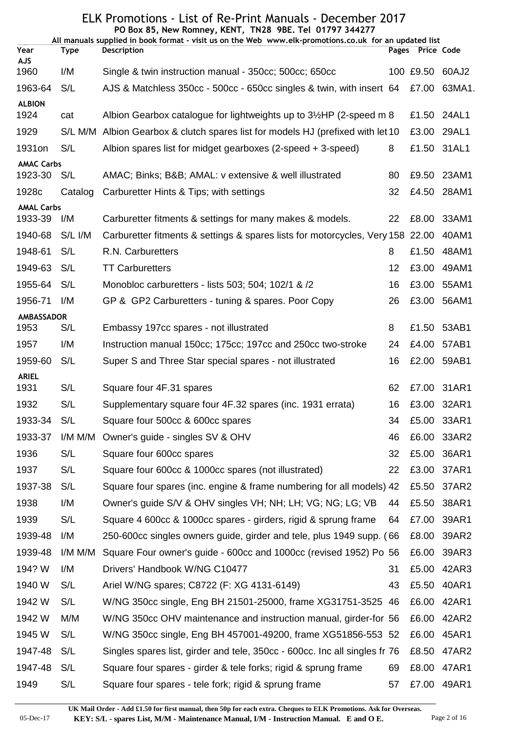# ELK Promotions - List of Re-Print Manuals - December 2017

**PO Box 85, New Romney, KENT, TN28 9BE. Tel 01797 344277**

**All manuals supplied in book format - visit us on the Web www.elk-promotions.co.uk for an updated list**

| Year | Type | Description | Pages | Price | Code |
|---|---|---|---|---|---|
| **AJS** | | | | | |
| 1960 | I/M | Single & twin instruction manual - 350cc; 500cc; 650cc | 100 | £9.50 | 60AJ2 |
| 1963-64 | S/L | AJS & Matchless 350cc - 500cc - 650cc singles & twin, with insert | 64 | £7.00 | 63MA1. |
| **ALBION** | | | | | |
| 1924 | cat | Albion Gearbox catalogue for lightweights up to 3½HP (2-speed m | 8 | £1.50 | 24AL1 |
| 1929 | S/L M/M | Albion Gearbox & clutch spares list for models HJ (prefixed with let | 10 | £3.00 | 29AL1 |
| 1931on | S/L | Albion spares list for midget gearboxes (2-speed + 3-speed) | 8 | £1.50 | 31AL1 |
| **AMAC Carbs** | | | | | |
| 1923-30 | S/L | AMAC; Binks; B&B; AMAL: v extensive & well illustrated | 80 | £9.50 | 23AM1 |
| 1928c | Catalog | Carburetter Hints & Tips; with settings | 32 | £4.50 | 28AM1 |
| **AMAL Carbs** | | | | | |
| 1933-39 | I/M | Carburetter fitments & settings for many makes & models. | 22 | £8.00 | 33AM1 |
| 1940-68 | S/L I/M | Carburetter fitments & settings & spares lists for motorcycles, Very | 158 | 22.00 | 40AM1 |
| 1948-61 | S/L | R.N. Carburetters | 8 | £1.50 | 48AM1 |
| 1949-63 | S/L | TT Carburetters | 12 | £3.00 | 49AM1 |
| 1955-64 | S/L | Monobloc carburetters - lists 503; 504; 102/1 & /2 | 16 | £3.00 | 55AM1 |
| 1956-71 | I/M | GP & GP2 Carburetters - tuning & spares. Poor Copy | 26 | £3.00 | 56AM1 |
| **AMBASSADOR** | | | | | |
| 1953 | S/L | Embassy 197cc spares - not illustrated | 8 | £1.50 | 53AB1 |
| 1957 | I/M | Instruction manual 150cc; 175cc; 197cc and 250cc two-stroke | 24 | £4.00 | 57AB1 |
| 1959-60 | S/L | Super S and Three Star special spares - not illustrated | 16 | £2.00 | 59AB1 |
| **ARIEL** | | | | | |
| 1931 | S/L | Square four 4F.31 spares | 62 | £7.00 | 31AR1 |
| 1932 | S/L | Supplementary square four 4F.32 spares (inc. 1931 errata) | 16 | £3.00 | 32AR1 |
| 1933-34 | S/L | Square four 500cc & 600cc spares | 34 | £5.00 | 33AR1 |
| 1933-37 | I/M M/M | Owner's guide - singles SV & OHV | 46 | £6.00 | 33AR2 |
| 1936 | S/L | Square four 600cc spares | 32 | £5.00 | 36AR1 |
| 1937 | S/L | Square four 600cc & 1000cc spares (not illustrated) | 22 | £3.00 | 37AR1 |
| 1937-38 | S/L | Square four spares (inc. engine & frame numbering for all models) | 42 | £5.50 | 37AR2 |
| 1938 | I/M | Owner's guide S/V & OHV singles VH; NH; LH; VG; NG; LG; VB | 44 | £5.50 | 38AR1 |
| 1939 | S/L | Square 4 600cc & 1000cc spares - girders, rigid & sprung frame | 64 | £7.00 | 39AR1 |
| 1939-48 | I/M | 250-600cc singles owners guide, girder and tele, plus 1949 supp. ( | 66 | £8.00 | 39AR2 |
| 1939-48 | I/M M/M | Square Four owner's guide - 600cc and 1000cc (revised 1952) Po | 56 | £6.00 | 39AR3 |
| 194? W | I/M | Drivers' Handbook W/NG C10477 | 31 | £5.00 | 42AR3 |
| 1940 W | S/L | Ariel W/NG spares; C8722 (F: XG 4131-6149) | 43 | £5.50 | 40AR1 |
| 1942 W | S/L | W/NG 350cc single, Eng BH 21501-25000, frame XG31751-3525 | 46 | £6.00 | 42AR1 |
| 1942 W | M/M | W/NG 350cc OHV maintenance and instruction manual, girder-for | 56 | £6.00 | 42AR2 |
| 1945 W | S/L | W/NG 350cc single, Eng BH 457001-49200, frame XG51856-553 | 52 | £6.00 | 45AR1 |
| 1947-48 | S/L | Singles spares list, girder and tele, 350cc - 600cc. Inc all singles fr | 76 | £8.50 | 47AR2 |
| 1947-48 | S/L | Square four spares - girder & tele forks; rigid & sprung frame | 69 | £8.00 | 47AR1 |
| 1949 | S/L | Square four spares - tele fork; rigid & sprung frame | 57 | £7.00 | 49AR1 |

**UK Mail Order - Add £1.50 for first manual, then 50p for each extra. Cheques to ELK Promotions. Ask for Overseas.**

**KEY: S/L - spares List, M/M - Maintenance Manual, I/M - Instruction Manual. E and O E.**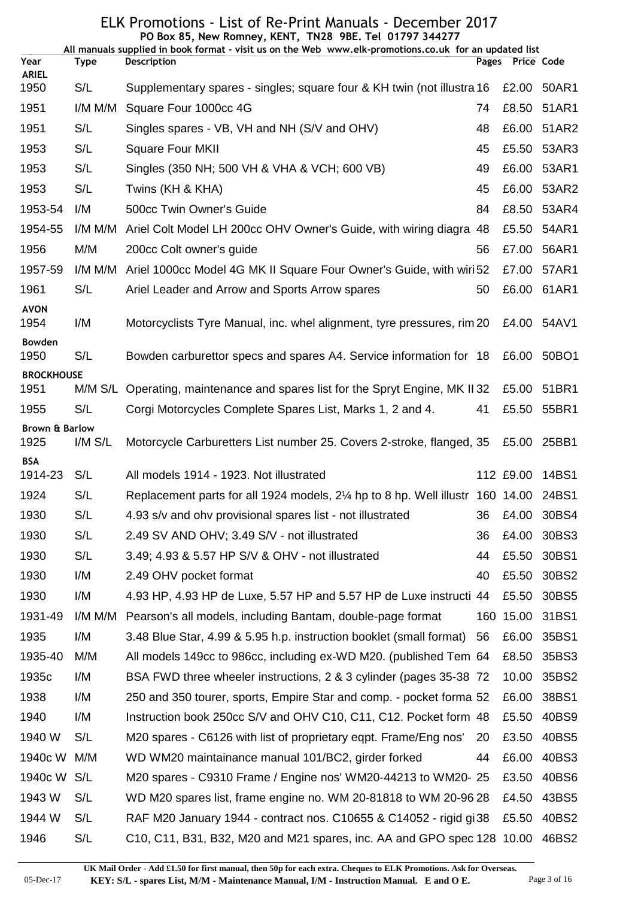# ELK Promotions - List of Re-Print Manuals - December 2017

**PO Box 85, New Romney, KENT, TN28 9BE. Tel 01797 344277**

**All manuals supplied in book format - visit us on the Web www.elk-promotions.co.uk for an updated list**

| Year | Type | Description | Pages | Price | Code |
|---|---|---|---|---|---|
| **ARIEL** | | | | | |
| 1950 | S/L | Supplementary spares - singles; square four & KH twin (not illustra | 16 | £2.00 | 50AR1 |
| 1951 | I/M M/M | Square Four 1000cc 4G | 74 | £8.50 | 51AR1 |
| 1951 | S/L | Singles spares - VB, VH and NH (S/V and OHV) | 48 | £6.00 | 51AR2 |
| 1953 | S/L | Square Four MKII | 45 | £5.50 | 53AR3 |
| 1953 | S/L | Singles (350 NH; 500 VH & VHA & VCH; 600 VB) | 49 | £6.00 | 53AR1 |
| 1953 | S/L | Twins (KH & KHA) | 45 | £6.00 | 53AR2 |
| 1953-54 | I/M | 500cc Twin Owner's Guide | 84 | £8.50 | 53AR4 |
| 1954-55 | I/M M/M | Ariel Colt Model LH 200cc OHV Owner's Guide, with wiring diagra | 48 | £5.50 | 54AR1 |
| 1956 | M/M | 200cc Colt owner's guide | 56 | £7.00 | 56AR1 |
| 1957-59 | I/M M/M | Ariel 1000cc Model 4G MK II Square Four Owner's Guide, with wiri | 52 | £7.00 | 57AR1 |
| 1961 | S/L | Ariel Leader and Arrow and Sports Arrow spares | 50 | £6.00 | 61AR1 |
| **AVON** | | | | | |
| 1954 | I/M | Motorcyclists Tyre Manual, inc. whel alignment, tyre pressures, rim | 20 | £4.00 | 54AV1 |
| **Bowden** | | | | | |
| 1950 | S/L | Bowden carburettor specs and spares A4. Service information for | 18 | £6.00 | 50BO1 |
| **BROCKHOUSE** | | | | | |
| 1951 | M/M S/L | Operating, maintenance and spares list for the Spryt Engine, MK II | 32 | £5.00 | 51BR1 |
| 1955 | S/L | Corgi Motorcycles Complete Spares List, Marks 1, 2 and 4. | 41 | £5.50 | 55BR1 |
| **Brown & Barlow** | | | | | |
| 1925 | I/M S/L | Motorcycle Carburetters List number 25. Covers 2-stroke, flanged, | 35 | £5.00 | 25BB1 |
| **BSA** | | | | | |
| 1914-23 | S/L | All models 1914 - 1923. Not illustrated | 112 | £9.00 | 14BS1 |
| 1924 | S/L | Replacement parts for all 1924 models, 2¼ hp to 8 hp. Well illustr | 160 | 14.00 | 24BS1 |
| 1930 | S/L | 4.93 s/v and ohv provisional spares list - not illustrated | 36 | £4.00 | 30BS4 |
| 1930 | S/L | 2.49 SV AND OHV; 3.49 S/V - not illustrated | 36 | £4.00 | 30BS3 |
| 1930 | S/L | 3.49; 4.93 & 5.57 HP S/V & OHV - not illustrated | 44 | £5.50 | 30BS1 |
| 1930 | I/M | 2.49 OHV pocket format | 40 | £5.50 | 30BS2 |
| 1930 | I/M | 4.93 HP, 4.93 HP de Luxe, 5.57 HP and 5.57 HP de Luxe instructi | 44 | £5.50 | 30BS5 |
| 1931-49 | I/M M/M | Pearson's all models, including Bantam, double-page format | 160 | 15.00 | 31BS1 |
| 1935 | I/M | 3.48 Blue Star, 4.99 & 5.95 h.p. instruction booklet (small format) | 56 | £6.00 | 35BS1 |
| 1935-40 | M/M | All models 149cc to 986cc, including ex-WD M20. (published Tem | 64 | £8.50 | 35BS3 |
| 1935c | I/M | BSA FWD three wheeler instructions, 2 & 3 cylinder (pages 35-38 | 72 | 10.00 | 35BS2 |
| 1938 | I/M | 250 and 350 tourer, sports, Empire Star and comp. - pocket forma | 52 | £6.00 | 38BS1 |
| 1940 | I/M | Instruction book 250cc S/V and OHV C10, C11, C12. Pocket form | 48 | £5.50 | 40BS9 |
| 1940 W | S/L | M20 spares - C6126 with list of proprietary eqpt. Frame/Eng nos' | 20 | £3.50 | 40BS5 |
| 1940c W | M/M | WD WM20 maintainance manual 101/BC2, girder forked | 44 | £6.00 | 40BS3 |
| 1940c W | S/L | M20 spares - C9310 Frame / Engine nos' WM20-44213 to WM20- | 25 | £3.50 | 40BS6 |
| 1943 W | S/L | WD M20 spares list, frame engine no. WM 20-81818 to WM 20-96 | 28 | £4.50 | 43BS5 |
| 1944 W | S/L | RAF M20 January 1944 - contract nos. C10655 & C14052 - rigid gi | 38 | £5.50 | 40BS2 |
| 1946 | S/L | C10, C11, B31, B32, M20 and M21 spares, inc. AA and GPO spec | 128 | 10.00 | 46BS2 |

**UK Mail Order - Add £1.50 for first manual, then 50p for each extra. Cheques to ELK Promotions. Ask for Overseas.**
**KEY: S/L - spares List, M/M - Maintenance Manual, I/M - Instruction Manual. E and O E.**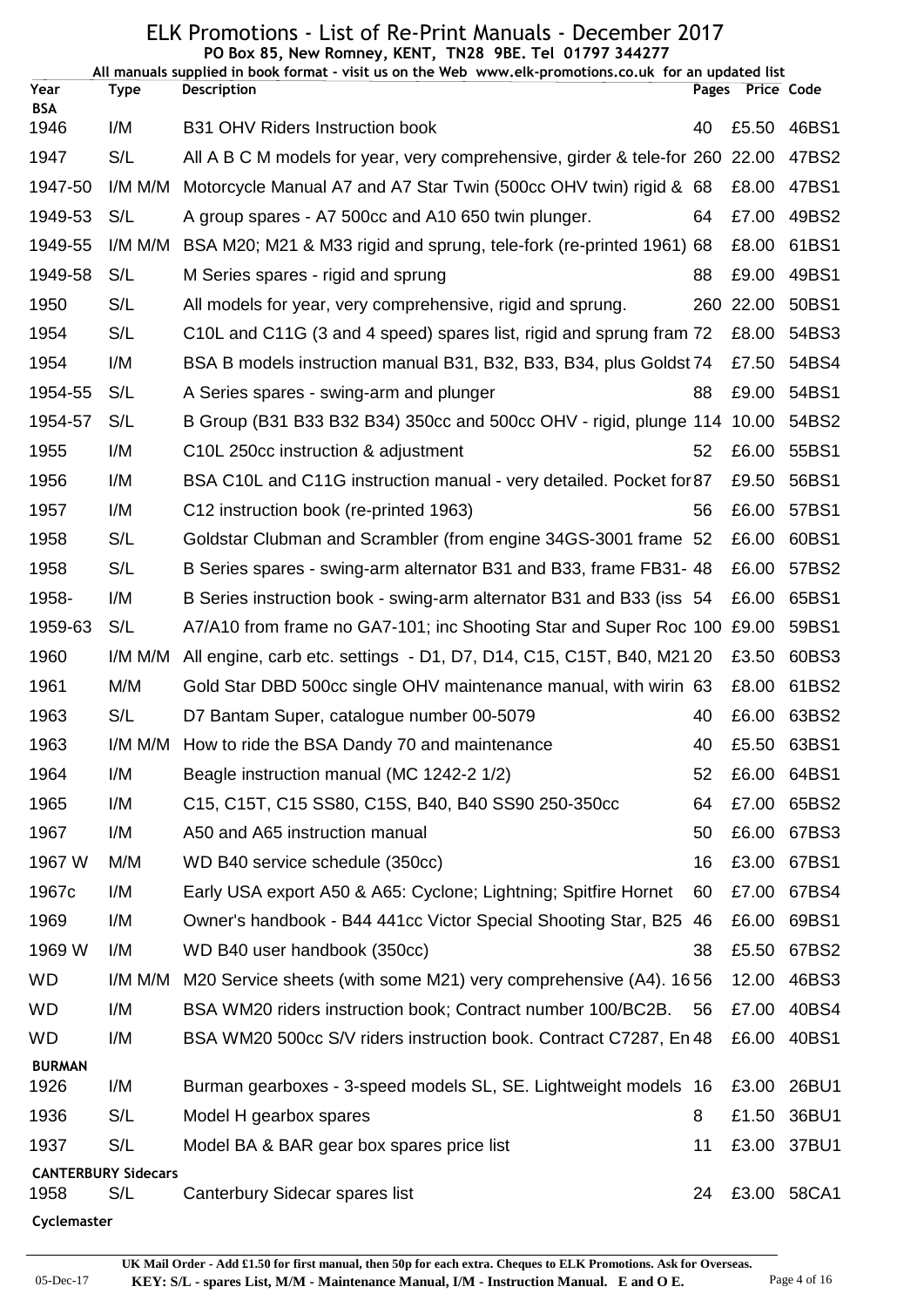# ELK Promotions - List of Re-Print Manuals - December 2017

**PO Box 85, New Romney, KENT, TN28 9BE. Tel 01797 344277**

**All manuals supplied in book format - visit us on the Web www.elk-promotions.co.uk for an updated list**

| Year | Type | Description | Pages | Price | Code |
|---|---|---|---|---|---|
| **BSA** | | | | | |
| 1946 | I/M | B31 OHV Riders Instruction book | 40 | £5.50 | 46BS1 |
| 1947 | S/L | All A B C M models for year, very comprehensive, girder & tele-for | 260 | 22.00 | 47BS2 |
| 1947-50 | I/M M/M | Motorcycle Manual A7 and A7 Star Twin (500cc OHV twin) rigid & | 68 | £8.00 | 47BS1 |
| 1949-53 | S/L | A group spares - A7 500cc and A10 650 twin plunger. | 64 | £7.00 | 49BS2 |
| 1949-55 | I/M M/M | BSA M20; M21 & M33 rigid and sprung, tele-fork (re-printed 1961) | 68 | £8.00 | 61BS1 |
| 1949-58 | S/L | M Series spares - rigid and sprung | 88 | £9.00 | 49BS1 |
| 1950 | S/L | All models for year, very comprehensive, rigid and sprung. | 260 | 22.00 | 50BS1 |
| 1954 | S/L | C10L and C11G (3 and 4 speed) spares list, rigid and sprung fram | 72 | £8.00 | 54BS3 |
| 1954 | I/M | BSA B models instruction manual B31, B32, B33, B34, plus Goldst | 74 | £7.50 | 54BS4 |
| 1954-55 | S/L | A Series spares - swing-arm and plunger | 88 | £9.00 | 54BS1 |
| 1954-57 | S/L | B Group (B31 B33 B32 B34) 350cc and 500cc OHV - rigid, plunge | 114 | 10.00 | 54BS2 |
| 1955 | I/M | C10L 250cc instruction & adjustment | 52 | £6.00 | 55BS1 |
| 1956 | I/M | BSA C10L and C11G instruction manual - very detailed. Pocket for | 87 | £9.50 | 56BS1 |
| 1957 | I/M | C12 instruction book (re-printed 1963) | 56 | £6.00 | 57BS1 |
| 1958 | S/L | Goldstar Clubman and Scrambler (from engine 34GS-3001 frame | 52 | £6.00 | 60BS1 |
| 1958 | S/L | B Series spares - swing-arm alternator B31 and B33, frame FB31- | 48 | £6.00 | 57BS2 |
| 1958- | I/M | B Series instruction book - swing-arm alternator B31 and B33 (iss | 54 | £6.00 | 65BS1 |
| 1959-63 | S/L | A7/A10 from frame no GA7-101; inc Shooting Star and Super Roc | 100 | £9.00 | 59BS1 |
| 1960 | I/M M/M | All engine, carb etc. settings - D1, D7, D14, C15, C15T, B40, M21 | 20 | £3.50 | 60BS3 |
| 1961 | M/M | Gold Star DBD 500cc single OHV maintenance manual, with wirin | 63 | £8.00 | 61BS2 |
| 1963 | S/L | D7 Bantam Super, catalogue number 00-5079 | 40 | £6.00 | 63BS2 |
| 1963 | I/M M/M | How to ride the BSA Dandy 70 and maintenance | 40 | £5.50 | 63BS1 |
| 1964 | I/M | Beagle instruction manual (MC 1242-2 1/2) | 52 | £6.00 | 64BS1 |
| 1965 | I/M | C15, C15T, C15 SS80, C15S, B40, B40 SS90 250-350cc | 64 | £7.00 | 65BS2 |
| 1967 | I/M | A50 and A65 instruction manual | 50 | £6.00 | 67BS3 |
| 1967 W | M/M | WD B40 service schedule (350cc) | 16 | £3.00 | 67BS1 |
| 1967c | I/M | Early USA export A50 & A65: Cyclone; Lightning; Spitfire Hornet | 60 | £7.00 | 67BS4 |
| 1969 | I/M | Owner's handbook - B44 441cc Victor Special Shooting Star, B25 | 46 | £6.00 | 69BS1 |
| 1969 W | I/M | WD B40 user handbook (350cc) | 38 | £5.50 | 67BS2 |
| WD | I/M M/M | M20 Service sheets (with some M21) very comprehensive (A4). 16 | 56 | 12.00 | 46BS3 |
| WD | I/M | BSA WM20 riders instruction book; Contract number 100/BC2B. | 56 | £7.00 | 40BS4 |
| WD | I/M | BSA WM20 500cc S/V riders instruction book. Contract C7287, En | 48 | £6.00 | 40BS1 |
| **BURMAN** | | | | | |
| 1926 | I/M | Burman gearboxes - 3-speed models SL, SE. Lightweight models | 16 | £3.00 | 26BU1 |
| 1936 | S/L | Model H gearbox spares | 8 | £1.50 | 36BU1 |
| 1937 | S/L | Model BA & BAR gear box spares price list | 11 | £3.00 | 37BU1 |
| **CANTERBURY Sidecars** | | | | | |
| 1958 | S/L | Canterbury Sidecar spares list | 24 | £3.00 | 58CA1 |
| **Cyclemaster** | | | | | |

**UK Mail Order - Add £1.50 for first manual, then 50p for each extra. Cheques to ELK Promotions. Ask for Overseas.**

**KEY: S/L - spares List, M/M - Maintenance Manual, I/M - Instruction Manual. E and O E.**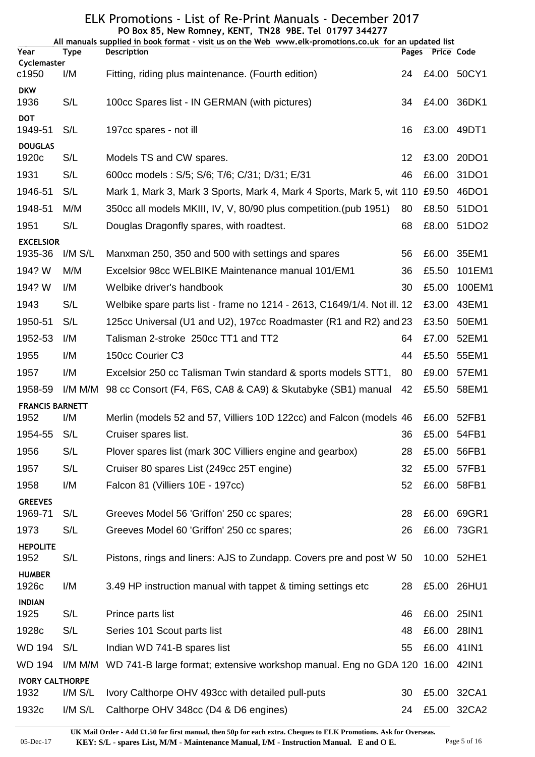# ELK Promotions - List of Re-Print Manuals - December 2017

**PO Box 85, New Romney, KENT, TN28 9BE. Tel 01797 344277**

**All manuals supplied in book format - visit us on the Web www.elk-promotions.co.uk for an updated list**

| Year | Type | Description | Pages | Price | Code |
|---|---|---|---|---|---|
| **Cyclemaster** | | | | | |
| c1950 | I/M | Fitting, riding plus maintenance. (Fourth edition) | 24 | £4.00 | 50CY1 |
| **DKW** | | | | | |
| 1936 | S/L | 100cc Spares list - IN GERMAN (with pictures) | 34 | £4.00 | 36DK1 |
| **DOT** | | | | | |
| 1949-51 | S/L | 197cc spares - not ill | 16 | £3.00 | 49DT1 |
| **DOUGLAS** | | | | | |
| 1920c | S/L | Models TS and CW spares. | 12 | £3.00 | 20DO1 |
| 1931 | S/L | 600cc models : S/5; S/6; T/6; C/31; D/31; E/31 | 46 | £6.00 | 31DO1 |
| 1946-51 | S/L | Mark 1, Mark 3, Mark 3 Sports, Mark 4, Mark 4 Sports, Mark 5, wit | 110 | £9.50 | 46DO1 |
| 1948-51 | M/M | 350cc all models MKIII, IV, V, 80/90 plus competition.(pub 1951) | 80 | £8.50 | 51DO1 |
| 1951 | S/L | Douglas Dragonfly spares, with roadtest. | 68 | £8.00 | 51DO2 |
| **EXCELSIOR** | | | | | |
| 1935-36 | I/M S/L | Manxman 250, 350 and 500 with settings and spares | 56 | £6.00 | 35EM1 |
| 194? W | M/M | Excelsior 98cc WELBIKE Maintenance manual 101/EM1 | 36 | £5.50 | 101EM1 |
| 194? W | I/M | Welbike driver's handbook | 30 | £5.00 | 100EM1 |
| 1943 | S/L | Welbike spare parts list - frame no 1214 - 2613, C1649/1/4. Not ill. | 12 | £3.00 | 43EM1 |
| 1950-51 | S/L | 125cc Universal (U1 and U2), 197cc Roadmaster (R1 and R2) and | 23 | £3.50 | 50EM1 |
| 1952-53 | I/M | Talisman 2-stroke 250cc TT1 and TT2 | 64 | £7.00 | 52EM1 |
| 1955 | I/M | 150cc Courier C3 | 44 | £5.50 | 55EM1 |
| 1957 | I/M | Excelsior 250 cc Talisman Twin standard & sports models STT1, | 80 | £9.00 | 57EM1 |
| 1958-59 | I/M M/M | 98 cc Consort (F4, F6S, CA8 & CA9) & Skutabyke (SB1) manual | 42 | £5.50 | 58EM1 |
| **FRANCIS BARNETT** | | | | | |
| 1952 | I/M | Merlin (models 52 and 57, Villiers 10D 122cc) and Falcon (models | 46 | £6.00 | 52FB1 |
| 1954-55 | S/L | Cruiser spares list. | 36 | £5.00 | 54FB1 |
| 1956 | S/L | Plover spares list (mark 30C Villiers engine and gearbox) | 28 | £5.00 | 56FB1 |
| 1957 | S/L | Cruiser 80 spares List (249cc 25T engine) | 32 | £5.00 | 57FB1 |
| 1958 | I/M | Falcon 81 (Villiers 10E - 197cc) | 52 | £6.00 | 58FB1 |
| **GREEVES** | | | | | |
| 1969-71 | S/L | Greeves Model 56 'Griffon' 250 cc spares; | 28 | £6.00 | 69GR1 |
| 1973 | S/L | Greeves Model 60 'Griffon' 250 cc spares; | 26 | £6.00 | 73GR1 |
| **HEPOLITE** | | | | | |
| 1952 | S/L | Pistons, rings and liners: AJS to Zundapp. Covers pre and post W | 50 | 10.00 | 52HE1 |
| **HUMBER** | | | | | |
| 1926c | I/M | 3.49 HP instruction manual with tappet & timing settings etc | 28 | £5.00 | 26HU1 |
| **INDIAN** | | | | | |
| 1925 | S/L | Prince parts list | 46 | £6.00 | 25IN1 |
| 1928c | S/L | Series 101 Scout parts list | 48 | £6.00 | 28IN1 |
| WD 194 | S/L | Indian WD 741-B spares list | 55 | £6.00 | 41IN1 |
| WD 194 | I/M M/M | WD 741-B large format; extensive workshop manual. Eng no GDA | 120 | 16.00 | 42IN1 |
| **IVORY CALTHORPE** | | | | | |
| 1932 | I/M S/L | Ivory Calthorpe OHV 493cc with detailed pull-puts | 30 | £5.00 | 32CA1 |
| 1932c | I/M S/L | Calthorpe OHV 348cc (D4 & D6 engines) | 24 | £5.00 | 32CA2 |

**UK Mail Order - Add £1.50 for first manual, then 50p for each extra. Cheques to ELK Promotions. Ask for Overseas.**

**KEY: S/L - spares List, M/M - Maintenance Manual, I/M - Instruction Manual. E and O E.**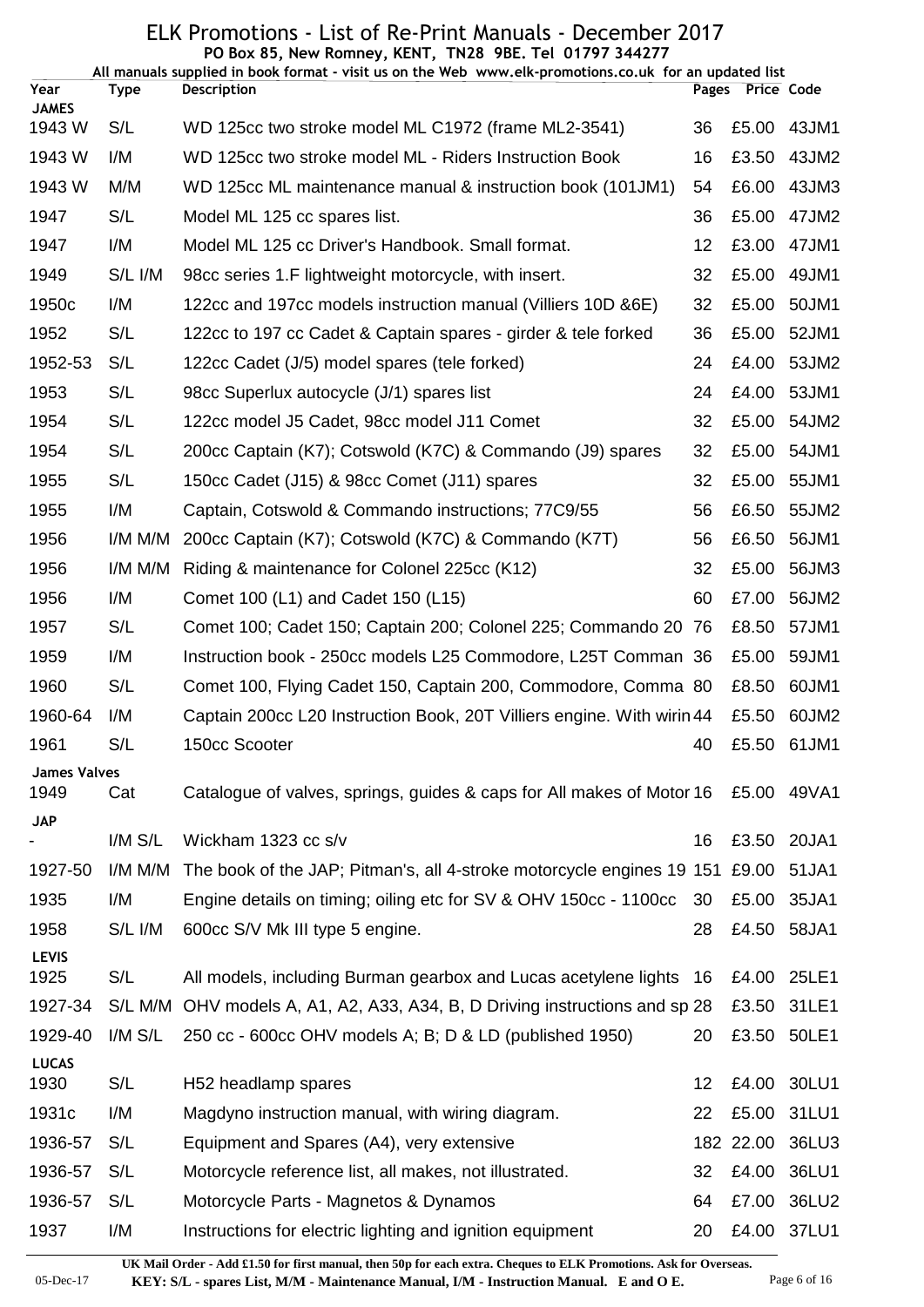# ELK Promotions - List of Re-Print Manuals - December 2017

**PO Box 85, New Romney, KENT, TN28 9BE. Tel 01797 344277**

**All manuals supplied in book format - visit us on the Web www.elk-promotions.co.uk for an updated list**

| Year | Type | Description | Pages | Price | Code |
|---|---|---|---|---|---|
| **JAMES** | | | | | |
| 1943 W | S/L | WD 125cc two stroke model ML C1972 (frame ML2-3541) | 36 | £5.00 | 43JM1 |
| 1943 W | I/M | WD 125cc two stroke model ML - Riders Instruction Book | 16 | £3.50 | 43JM2 |
| 1943 W | M/M | WD 125cc ML maintenance manual & instruction book (101JM1) | 54 | £6.00 | 43JM3 |
| 1947 | S/L | Model ML 125 cc spares list. | 36 | £5.00 | 47JM2 |
| 1947 | I/M | Model ML 125 cc Driver's Handbook. Small format. | 12 | £3.00 | 47JM1 |
| 1949 | S/L I/M | 98cc series 1.F lightweight motorcycle, with insert. | 32 | £5.00 | 49JM1 |
| 1950c | I/M | 122cc and 197cc models instruction manual (Villiers 10D &6E) | 32 | £5.00 | 50JM1 |
| 1952 | S/L | 122cc to 197 cc Cadet & Captain spares - girder & tele forked | 36 | £5.00 | 52JM1 |
| 1952-53 | S/L | 122cc Cadet (J/5) model spares (tele forked) | 24 | £4.00 | 53JM2 |
| 1953 | S/L | 98cc Superlux autocycle (J/1) spares list | 24 | £4.00 | 53JM1 |
| 1954 | S/L | 122cc model J5 Cadet, 98cc model J11 Comet | 32 | £5.00 | 54JM2 |
| 1954 | S/L | 200cc Captain (K7); Cotswold (K7C) & Commando (J9) spares | 32 | £5.00 | 54JM1 |
| 1955 | S/L | 150cc Cadet (J15) & 98cc Comet (J11) spares | 32 | £5.00 | 55JM1 |
| 1955 | I/M | Captain, Cotswold & Commando instructions; 77C9/55 | 56 | £6.50 | 55JM2 |
| 1956 | I/M M/M | 200cc Captain (K7); Cotswold (K7C) & Commando (K7T) | 56 | £6.50 | 56JM1 |
| 1956 | I/M M/M | Riding & maintenance for Colonel 225cc (K12) | 32 | £5.00 | 56JM3 |
| 1956 | I/M | Comet 100 (L1) and Cadet 150 (L15) | 60 | £7.00 | 56JM2 |
| 1957 | S/L | Comet 100; Cadet 150; Captain 200; Colonel 225; Commando 20 | 76 | £8.50 | 57JM1 |
| 1959 | I/M | Instruction book - 250cc models L25 Commodore, L25T Comman | 36 | £5.00 | 59JM1 |
| 1960 | S/L | Comet 100, Flying Cadet 150, Captain 200, Commodore, Comma | 80 | £8.50 | 60JM1 |
| 1960-64 | I/M | Captain 200cc L20 Instruction Book, 20T Villiers engine. With wirin | 44 | £5.50 | 60JM2 |
| 1961 | S/L | 150cc Scooter | 40 | £5.50 | 61JM1 |
| **James Valves** | | | | | |
| 1949 | Cat | Catalogue of valves, springs, guides & caps for All makes of Motor | 16 | £5.00 | 49VA1 |
| **JAP** | | | | | |
| - | I/M S/L | Wickham 1323 cc s/v | 16 | £3.50 | 20JA1 |
| 1927-50 | I/M M/M | The book of the JAP; Pitman's, all 4-stroke motorcycle engines 19 | 151 | £9.00 | 51JA1 |
| 1935 | I/M | Engine details on timing; oiling etc for SV & OHV 150cc - 1100cc | 30 | £5.00 | 35JA1 |
| 1958 | S/L I/M | 600cc S/V Mk III type 5 engine. | 28 | £4.50 | 58JA1 |
| **LEVIS** | | | | | |
| 1925 | S/L | All models, including Burman gearbox and Lucas acetylene lights | 16 | £4.00 | 25LE1 |
| 1927-34 | S/L M/M | OHV models A, A1, A2, A33, A34, B, D Driving instructions and sp | 28 | £3.50 | 31LE1 |
| 1929-40 | I/M S/L | 250 cc - 600cc OHV models A; B; D & LD (published 1950) | 20 | £3.50 | 50LE1 |
| **LUCAS** | | | | | |
| 1930 | S/L | H52 headlamp spares | 12 | £4.00 | 30LU1 |
| 1931c | I/M | Magdyno instruction manual, with wiring diagram. | 22 | £5.00 | 31LU1 |
| 1936-57 | S/L | Equipment and Spares (A4), very extensive | 182 | 22.00 | 36LU3 |
| 1936-57 | S/L | Motorcycle reference list, all makes, not illustrated. | 32 | £4.00 | 36LU1 |
| 1936-57 | S/L | Motorcycle Parts - Magnetos & Dynamos | 64 | £7.00 | 36LU2 |
| 1937 | I/M | Instructions for electric lighting and ignition equipment | 20 | £4.00 | 37LU1 |

**UK Mail Order - Add £1.50 for first manual, then 50p for each extra. Cheques to ELK Promotions. Ask for Overseas.**

**KEY: S/L - spares List, M/M - Maintenance Manual, I/M - Instruction Manual. E and O E.**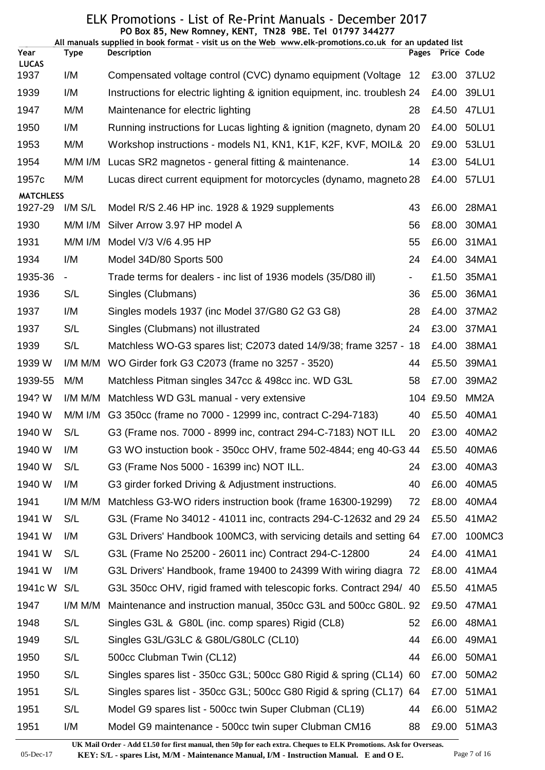# ELK Promotions - List of Re-Print Manuals - December 2017

**PO Box 85, New Romney, KENT, TN28 9BE. Tel 01797 344277**

**All manuals supplied in book format - visit us on the Web www.elk-promotions.co.uk for an updated list**

| Year | Type | Description | Pages | Price | Code |
|---|---|---|---|---|---|
| **LUCAS** | | | | | |
| 1937 | I/M | Compensated voltage control (CVC) dynamo equipment (Voltage | 12 | £3.00 | 37LU2 |
| 1939 | I/M | Instructions for electric lighting & ignition equipment, inc. troublesh | 24 | £4.00 | 39LU1 |
| 1947 | M/M | Maintenance for electric lighting | 28 | £4.50 | 47LU1 |
| 1950 | I/M | Running instructions for Lucas lighting & ignition (magneto, dynam | 20 | £4.00 | 50LU1 |
| 1953 | M/M | Workshop instructions - models N1, KN1, K1F, K2F, KVF, MOIL& | 20 | £9.00 | 53LU1 |
| 1954 | M/M I/M | Lucas SR2 magnetos - general fitting & maintenance. | 14 | £3.00 | 54LU1 |
| 1957c | M/M | Lucas direct current equipment for motorcycles (dynamo, magneto | 28 | £4.00 | 57LU1 |
| **MATCHLESS** | | | | | |
| 1927-29 | I/M S/L | Model R/S 2.46 HP inc. 1928 & 1929 supplements | 43 | £6.00 | 28MA1 |
| 1930 | M/M I/M | Silver Arrow 3.97 HP model A | 56 | £8.00 | 30MA1 |
| 1931 | M/M I/M | Model V/3 V/6 4.95 HP | 55 | £6.00 | 31MA1 |
| 1934 | I/M | Model 34D/80 Sports 500 | 24 | £4.00 | 34MA1 |
| 1935-36 | - | Trade terms for dealers - inc list of 1936 models (35/D80 ill) | - | £1.50 | 35MA1 |
| 1936 | S/L | Singles (Clubmans) | 36 | £5.00 | 36MA1 |
| 1937 | I/M | Singles models 1937 (inc Model 37/G80 G2 G3 G8) | 28 | £4.00 | 37MA2 |
| 1937 | S/L | Singles (Clubmans) not illustrated | 24 | £3.00 | 37MA1 |
| 1939 | S/L | Matchless WO-G3 spares list; C2073 dated 14/9/38; frame 3257 - | 18 | £4.00 | 38MA1 |
| 1939 W | I/M M/M | WO Girder fork G3 C2073 (frame no 3257 - 3520) | 44 | £5.50 | 39MA1 |
| 1939-55 | M/M | Matchless Pitman singles 347cc & 498cc inc. WD G3L | 58 | £7.00 | 39MA2 |
| 194? W | I/M M/M | Matchless WD G3L manual - very extensive | 104 | £9.50 | MM2A |
| 1940 W | M/M I/M | G3 350cc (frame no 7000 - 12999 inc, contract C-294-7183) | 40 | £5.50 | 40MA1 |
| 1940 W | S/L | G3 (Frame nos. 7000 - 8999 inc, contract 294-C-7183) NOT ILL | 20 | £3.00 | 40MA2 |
| 1940 W | I/M | G3 WO instuction book - 350cc OHV, frame 502-4844; eng 40-G3 | 44 | £5.50 | 40MA6 |
| 1940 W | S/L | G3 (Frame Nos 5000 - 16399 inc) NOT ILL. | 24 | £3.00 | 40MA3 |
| 1940 W | I/M | G3 girder forked Driving & Adjustment instructions. | 40 | £6.00 | 40MA5 |
| 1941 | I/M M/M | Matchless G3-WO riders instruction book (frame 16300-19299) | 72 | £8.00 | 40MA4 |
| 1941 W | S/L | G3L (Frame No 34012 - 41011 inc, contracts 294-C-12632 and 29 | 24 | £5.50 | 41MA2 |
| 1941 W | I/M | G3L Drivers' Handbook 100MC3, with servicing details and setting | 64 | £7.00 | 100MC3 |
| 1941 W | S/L | G3L (Frame No 25200 - 26011 inc) Contract 294-C-12800 | 24 | £4.00 | 41MA1 |
| 1941 W | I/M | G3L Drivers' Handbook, frame 19400 to 24399 With wiring diagra | 72 | £8.00 | 41MA4 |
| 1941c W | S/L | G3L 350cc OHV, rigid framed with telescopic forks. Contract 294/ | 40 | £5.50 | 41MA5 |
| 1947 | I/M M/M | Maintenance and instruction manual, 350cc G3L and 500cc G80L. | 92 | £9.50 | 47MA1 |
| 1948 | S/L | Singles G3L & G80L (inc. comp spares) Rigid (CL8) | 52 | £6.00 | 48MA1 |
| 1949 | S/L | Singles G3L/G3LC & G80L/G80LC (CL10) | 44 | £6.00 | 49MA1 |
| 1950 | S/L | 500cc Clubman Twin (CL12) | 44 | £6.00 | 50MA1 |
| 1950 | S/L | Singles spares list - 350cc G3L; 500cc G80 Rigid & spring (CL14) | 60 | £7.00 | 50MA2 |
| 1951 | S/L | Singles spares list - 350cc G3L; 500cc G80 Rigid & spring (CL17) | 64 | £7.00 | 51MA1 |
| 1951 | S/L | Model G9 spares list - 500cc twin Super Clubman (CL19) | 44 | £6.00 | 51MA2 |
| 1951 | I/M | Model G9 maintenance - 500cc twin super Clubman CM16 | 88 | £9.00 | 51MA3 |

**UK Mail Order - Add £1.50 for first manual, then 50p for each extra. Cheques to ELK Promotions. Ask for Overseas.**

**KEY: S/L - spares List, M/M - Maintenance Manual, I/M - Instruction Manual. E and O E.**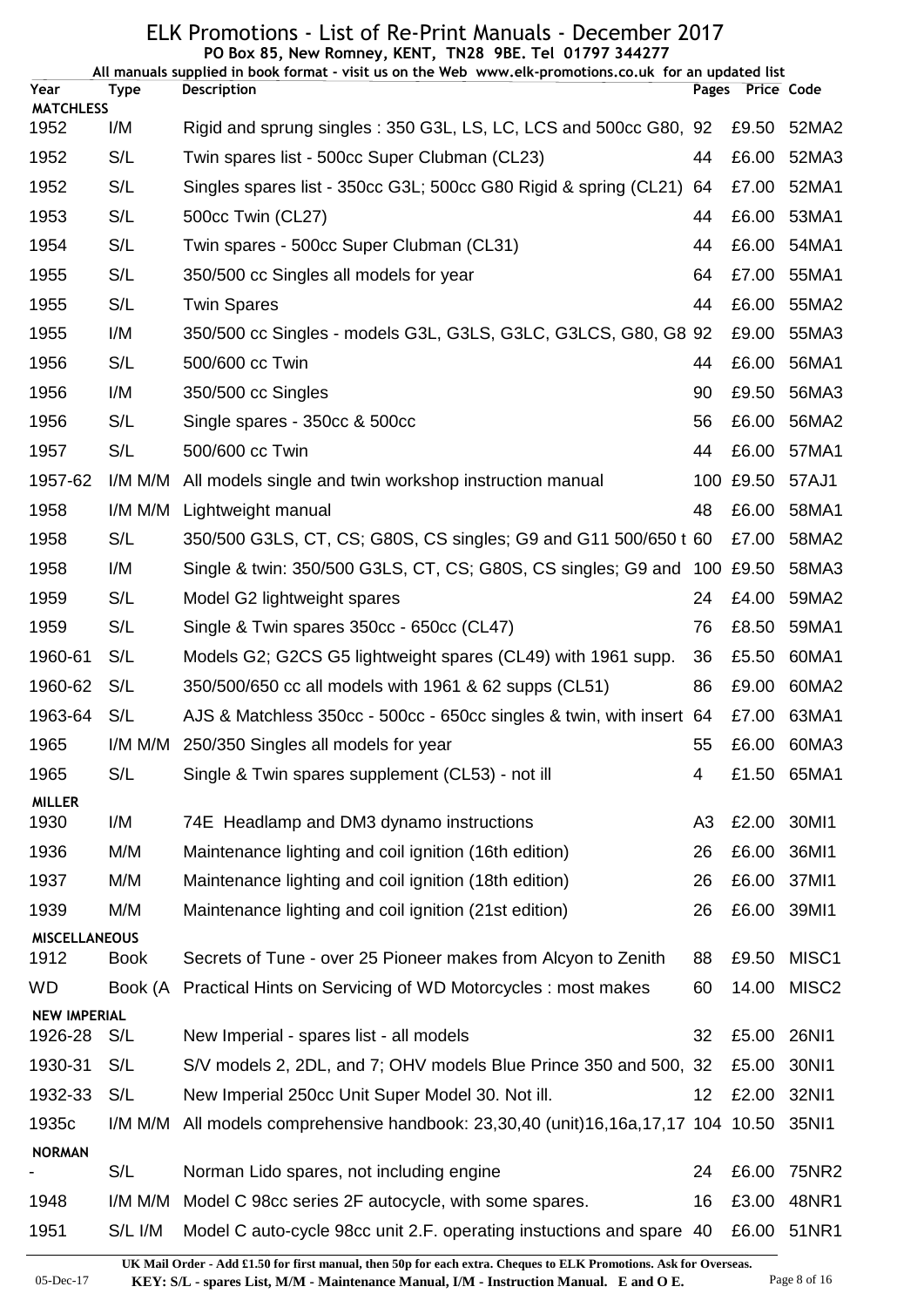# ELK Promotions - List of Re-Print Manuals - December 2017

**PO Box 85, New Romney, KENT, TN28 9BE. Tel 01797 344277**

**All manuals supplied in book format - visit us on the Web www.elk-promotions.co.uk for an updated list**

| Year | Type | Description | Pages | Price | Code |
|---|---|---|---|---|---|
| **MATCHLESS** | | | | | |
| 1952 | I/M | Rigid and sprung singles : 350 G3L, LS, LC, LCS and 500cc G80, | 92 | £9.50 | 52MA2 |
| 1952 | S/L | Twin spares list - 500cc Super Clubman (CL23) | 44 | £6.00 | 52MA3 |
| 1952 | S/L | Singles spares list - 350cc G3L; 500cc G80 Rigid & spring (CL21) | 64 | £7.00 | 52MA1 |
| 1953 | S/L | 500cc Twin (CL27) | 44 | £6.00 | 53MA1 |
| 1954 | S/L | Twin spares - 500cc Super Clubman (CL31) | 44 | £6.00 | 54MA1 |
| 1955 | S/L | 350/500 cc Singles all models for year | 64 | £7.00 | 55MA1 |
| 1955 | S/L | Twin Spares | 44 | £6.00 | 55MA2 |
| 1955 | I/M | 350/500 cc Singles - models G3L, G3LS, G3LC, G3LCS, G80, G8 | 92 | £9.00 | 55MA3 |
| 1956 | S/L | 500/600 cc Twin | 44 | £6.00 | 56MA1 |
| 1956 | I/M | 350/500 cc Singles | 90 | £9.50 | 56MA3 |
| 1956 | S/L | Single spares - 350cc & 500cc | 56 | £6.00 | 56MA2 |
| 1957 | S/L | 500/600 cc Twin | 44 | £6.00 | 57MA1 |
| 1957-62 | I/M M/M | All models single and twin workshop instruction manual | 100 | £9.50 | 57AJ1 |
| 1958 | I/M M/M | Lightweight manual | 48 | £6.00 | 58MA1 |
| 1958 | S/L | 350/500 G3LS, CT, CS; G80S, CS singles; G9 and G11 500/650 t | 60 | £7.00 | 58MA2 |
| 1958 | I/M | Single & twin: 350/500 G3LS, CT, CS; G80S, CS singles; G9 and | 100 | £9.50 | 58MA3 |
| 1959 | S/L | Model G2 lightweight spares | 24 | £4.00 | 59MA2 |
| 1959 | S/L | Single & Twin spares 350cc - 650cc (CL47) | 76 | £8.50 | 59MA1 |
| 1960-61 | S/L | Models G2; G2CS G5 lightweight spares (CL49) with 1961 supp. | 36 | £5.50 | 60MA1 |
| 1960-62 | S/L | 350/500/650 cc all models with 1961 & 62 supps (CL51) | 86 | £9.00 | 60MA2 |
| 1963-64 | S/L | AJS & Matchless 350cc - 500cc - 650cc singles & twin, with insert | 64 | £7.00 | 63MA1 |
| 1965 | I/M M/M | 250/350 Singles all models for year | 55 | £6.00 | 60MA3 |
| 1965 | S/L | Single & Twin spares supplement (CL53) - not ill | 4 | £1.50 | 65MA1 |
| **MILLER** | | | | | |
| 1930 | I/M | 74E Headlamp and DM3 dynamo instructions | A3 | £2.00 | 30MI1 |
| 1936 | M/M | Maintenance lighting and coil ignition (16th edition) | 26 | £6.00 | 36MI1 |
| 1937 | M/M | Maintenance lighting and coil ignition (18th edition) | 26 | £6.00 | 37MI1 |
| 1939 | M/M | Maintenance lighting and coil ignition (21st edition) | 26 | £6.00 | 39MI1 |
| **MISCELLANEOUS** | | | | | |
| 1912 | Book | Secrets of Tune - over 25 Pioneer makes from Alcyon to Zenith | 88 | £9.50 | MISC1 |
| WD | Book (A | Practical Hints on Servicing of WD Motorcycles : most makes | 60 | 14.00 | MISC2 |
| **NEW IMPERIAL** | | | | | |
| 1926-28 | S/L | New Imperial - spares list - all models | 32 | £5.00 | 26NI1 |
| 1930-31 | S/L | S/V models 2, 2DL, and 7; OHV models Blue Prince 350 and 500, | 32 | £5.00 | 30NI1 |
| 1932-33 | S/L | New Imperial 250cc Unit Super Model 30. Not ill. | 12 | £2.00 | 32NI1 |
| 1935c | I/M M/M | All models comprehensive handbook: 23,30,40 (unit)16,16a,17,17 | 104 | 10.50 | 35NI1 |
| **NORMAN** | | | | | |
| - | S/L | Norman Lido spares, not including engine | 24 | £6.00 | 75NR2 |
| 1948 | I/M M/M | Model C 98cc series 2F autocycle, with some spares. | 16 | £3.00 | 48NR1 |
| 1951 | S/L I/M | Model C auto-cycle 98cc unit 2.F. operating instuctions and spare | 40 | £6.00 | 51NR1 |

**UK Mail Order - Add £1.50 for first manual, then 50p for each extra. Cheques to ELK Promotions. Ask for Overseas.**

**KEY: S/L - spares List, M/M - Maintenance Manual, I/M - Instruction Manual. E and O E.**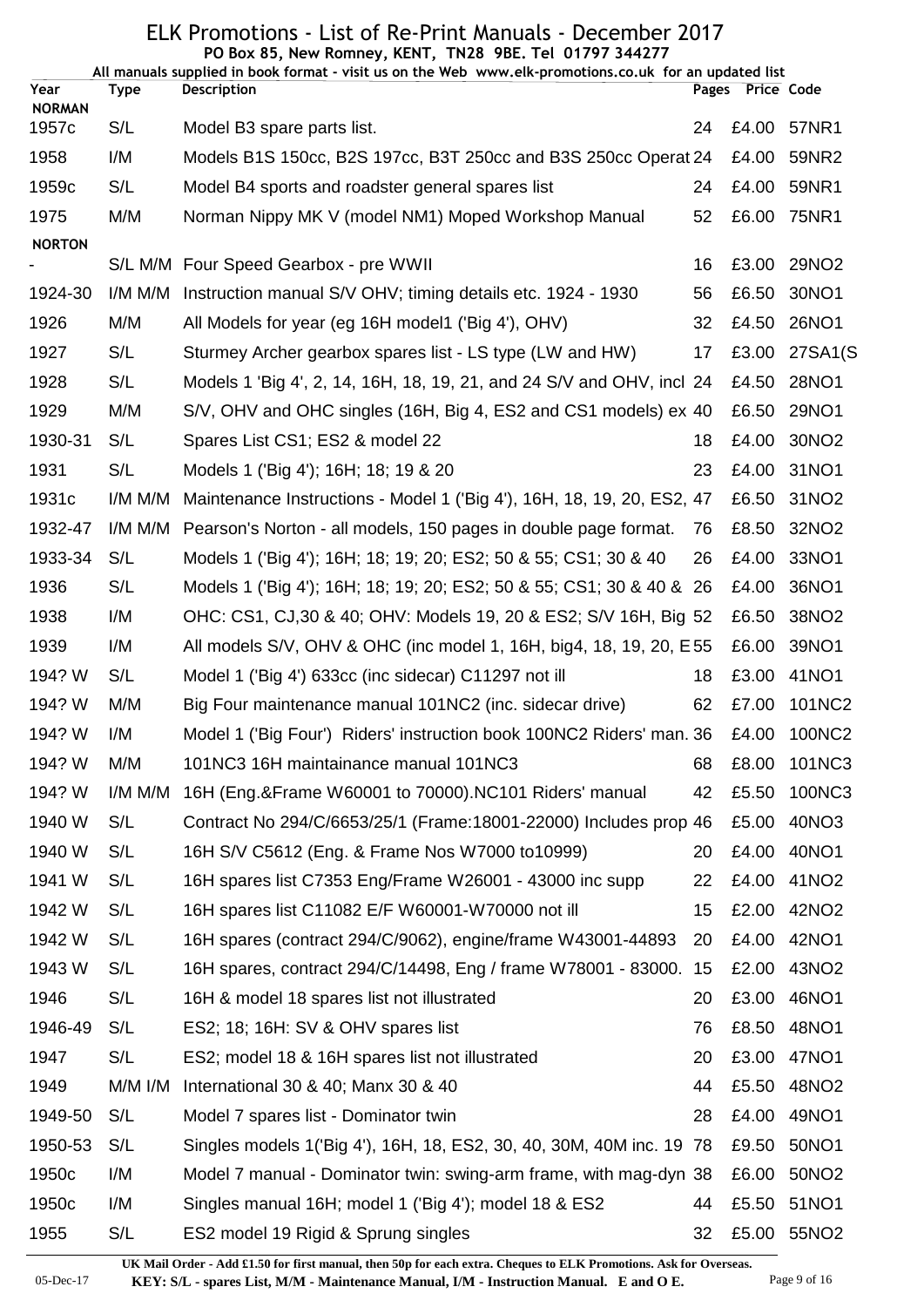# ELK Promotions - List of Re-Print Manuals - December 2017

**PO Box 85, New Romney, KENT, TN28 9BE. Tel 01797 344277**

**All manuals supplied in book format - visit us on the Web www.elk-promotions.co.uk for an updated list**

| Year | Type | Description | Pages | Price | Code |
|---|---|---|---|---|---|
| **NORMAN** | | | | | |
| 1957c | S/L | Model B3 spare parts list. | 24 | £4.00 | 57NR1 |
| 1958 | I/M | Models B1S 150cc, B2S 197cc, B3T 250cc and B3S 250cc Operat | 24 | £4.00 | 59NR2 |
| 1959c | S/L | Model B4 sports and roadster general spares list | 24 | £4.00 | 59NR1 |
| 1975 | M/M | Norman Nippy MK V (model NM1) Moped Workshop Manual | 52 | £6.00 | 75NR1 |
| **NORTON** | | | | | |
| - | S/L M/M | Four Speed Gearbox - pre WWII | 16 | £3.00 | 29NO2 |
| 1924-30 | I/M M/M | Instruction manual S/V OHV; timing details etc. 1924 - 1930 | 56 | £6.50 | 30NO1 |
| 1926 | M/M | All Models for year (eg 16H model1 ('Big 4'), OHV) | 32 | £4.50 | 26NO1 |
| 1927 | S/L | Sturmey Archer gearbox spares list - LS type (LW and HW) | 17 | £3.00 | 27SA1(S |
| 1928 | S/L | Models 1 'Big 4', 2, 14, 16H, 18, 19, 21, and 24 S/V and OHV, incl | 24 | £4.50 | 28NO1 |
| 1929 | M/M | S/V, OHV and OHC singles (16H, Big 4, ES2 and CS1 models) ex | 40 | £6.50 | 29NO1 |
| 1930-31 | S/L | Spares List CS1; ES2 & model 22 | 18 | £4.00 | 30NO2 |
| 1931 | S/L | Models 1 ('Big 4'); 16H; 18; 19 & 20 | 23 | £4.00 | 31NO1 |
| 1931c | I/M M/M | Maintenance Instructions - Model 1 ('Big 4'), 16H, 18, 19, 20, ES2, | 47 | £6.50 | 31NO2 |
| 1932-47 | I/M M/M | Pearson's Norton - all models, 150 pages in double page format. | 76 | £8.50 | 32NO2 |
| 1933-34 | S/L | Models 1 ('Big 4'); 16H; 18; 19; 20; ES2; 50 & 55; CS1; 30 & 40 | 26 | £4.00 | 33NO1 |
| 1936 | S/L | Models 1 ('Big 4'); 16H; 18; 19; 20; ES2; 50 & 55; CS1; 30 & 40 & | 26 | £4.00 | 36NO1 |
| 1938 | I/M | OHC: CS1, CJ,30 & 40; OHV: Models 19, 20 & ES2; S/V 16H, Big | 52 | £6.50 | 38NO2 |
| 1939 | I/M | All models S/V, OHV & OHC (inc model 1, 16H, big4, 18, 19, 20, E | 55 | £6.00 | 39NO1 |
| 194? W | S/L | Model 1 ('Big 4') 633cc (inc sidecar) C11297 not ill | 18 | £3.00 | 41NO1 |
| 194? W | M/M | Big Four maintenance manual 101NC2 (inc. sidecar drive) | 62 | £7.00 | 101NC2 |
| 194? W | I/M | Model 1 ('Big Four') Riders' instruction book 100NC2 Riders' man. | 36 | £4.00 | 100NC2 |
| 194? W | M/M | 101NC3 16H maintainance manual 101NC3 | 68 | £8.00 | 101NC3 |
| 194? W | I/M M/M | 16H (Eng.&Frame W60001 to 70000).NC101 Riders' manual | 42 | £5.50 | 100NC3 |
| 1940 W | S/L | Contract No 294/C/6653/25/1 (Frame:18001-22000) Includes prop | 46 | £5.00 | 40NO3 |
| 1940 W | S/L | 16H S/V C5612 (Eng. & Frame Nos W7000 to10999) | 20 | £4.00 | 40NO1 |
| 1941 W | S/L | 16H spares list C7353 Eng/Frame W26001 - 43000 inc supp | 22 | £4.00 | 41NO2 |
| 1942 W | S/L | 16H spares list C11082 E/F W60001-W70000 not ill | 15 | £2.00 | 42NO2 |
| 1942 W | S/L | 16H spares (contract 294/C/9062), engine/frame W43001-44893 | 20 | £4.00 | 42NO1 |
| 1943 W | S/L | 16H spares, contract 294/C/14498, Eng / frame W78001 - 83000. | 15 | £2.00 | 43NO2 |
| 1946 | S/L | 16H & model 18 spares list not illustrated | 20 | £3.00 | 46NO1 |
| 1946-49 | S/L | ES2; 18; 16H: SV & OHV spares list | 76 | £8.50 | 48NO1 |
| 1947 | S/L | ES2; model 18 & 16H spares list not illustrated | 20 | £3.00 | 47NO1 |
| 1949 | M/M I/M | International 30 & 40; Manx 30 & 40 | 44 | £5.50 | 48NO2 |
| 1949-50 | S/L | Model 7 spares list - Dominator twin | 28 | £4.00 | 49NO1 |
| 1950-53 | S/L | Singles models 1('Big 4'), 16H, 18, ES2, 30, 40, 30M, 40M inc. 19 | 78 | £9.50 | 50NO1 |
| 1950c | I/M | Model 7 manual - Dominator twin: swing-arm frame, with mag-dyn | 38 | £6.00 | 50NO2 |
| 1950c | I/M | Singles manual 16H; model 1 ('Big 4'); model 18 & ES2 | 44 | £5.50 | 51NO1 |
| 1955 | S/L | ES2 model 19 Rigid & Sprung singles | 32 | £5.00 | 55NO2 |

**UK Mail Order - Add £1.50 for first manual, then 50p for each extra. Cheques to ELK Promotions. Ask for Overseas.**

**KEY: S/L - spares List, M/M - Maintenance Manual, I/M - Instruction Manual. E and O E.**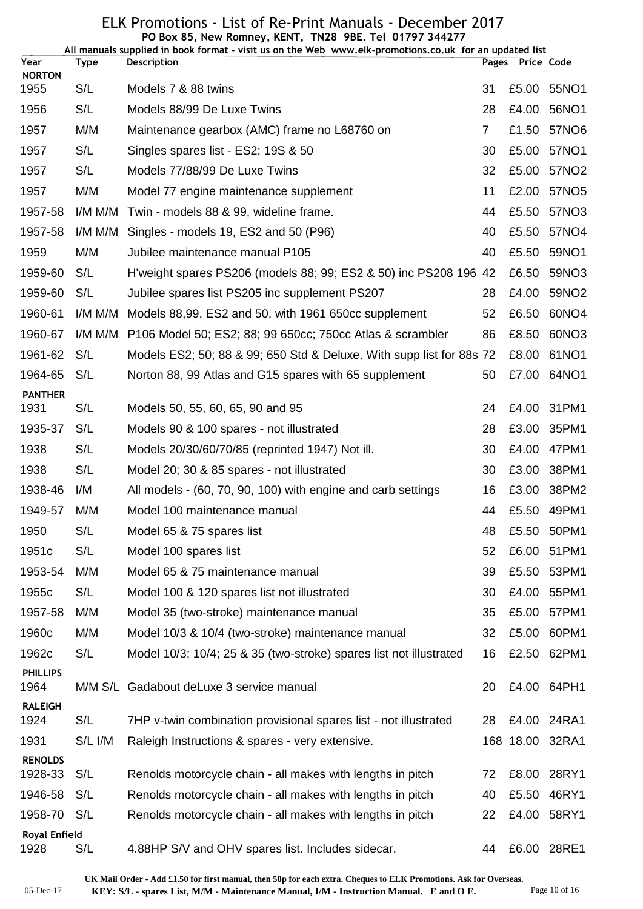# ELK Promotions - List of Re-Print Manuals - December 2017

**PO Box 85, New Romney, KENT, TN28 9BE. Tel 01797 344277**

**All manuals supplied in book format - visit us on the Web www.elk-promotions.co.uk for an updated list**

| Year | Type | Description | Pages | Price | Code |
|---|---|---|---|---|---|
| **NORTON** | | | | | |
| 1955 | S/L | Models 7 & 88 twins | 31 | £5.00 | 55NO1 |
| 1956 | S/L | Models 88/99 De Luxe Twins | 28 | £4.00 | 56NO1 |
| 1957 | M/M | Maintenance gearbox (AMC) frame no L68760 on | 7 | £1.50 | 57NO6 |
| 1957 | S/L | Singles spares list - ES2; 19S & 50 | 30 | £5.00 | 57NO1 |
| 1957 | S/L | Models 77/88/99 De Luxe Twins | 32 | £5.00 | 57NO2 |
| 1957 | M/M | Model 77 engine maintenance supplement | 11 | £2.00 | 57NO5 |
| 1957-58 | I/M M/M | Twin - models 88 & 99, wideline frame. | 44 | £5.50 | 57NO3 |
| 1957-58 | I/M M/M | Singles - models 19, ES2 and 50 (P96) | 40 | £5.50 | 57NO4 |
| 1959 | M/M | Jubilee maintenance manual P105 | 40 | £5.50 | 59NO1 |
| 1959-60 | S/L | H'weight spares PS206 (models 88; 99; ES2 & 50) inc PS208 196 | 42 | £6.50 | 59NO3 |
| 1959-60 | S/L | Jubilee spares list PS205 inc supplement PS207 | 28 | £4.00 | 59NO2 |
| 1960-61 | I/M M/M | Models 88,99, ES2 and 50, with 1961 650cc supplement | 52 | £6.50 | 60NO4 |
| 1960-67 | I/M M/M | P106 Model 50; ES2; 88; 99 650cc; 750cc Atlas & scrambler | 86 | £8.50 | 60NO3 |
| 1961-62 | S/L | Models ES2; 50; 88 & 99; 650 Std & Deluxe. With supp list for 88s | 72 | £8.00 | 61NO1 |
| 1964-65 | S/L | Norton 88, 99 Atlas and G15 spares with 65 supplement | 50 | £7.00 | 64NO1 |
| **PANTHER** | | | | | |
| 1931 | S/L | Models 50, 55, 60, 65, 90 and 95 | 24 | £4.00 | 31PM1 |
| 1935-37 | S/L | Models 90 & 100 spares - not illustrated | 28 | £3.00 | 35PM1 |
| 1938 | S/L | Models 20/30/60/70/85 (reprinted 1947) Not ill. | 30 | £4.00 | 47PM1 |
| 1938 | S/L | Model 20; 30 & 85 spares - not illustrated | 30 | £3.00 | 38PM1 |
| 1938-46 | I/M | All models - (60, 70, 90, 100) with engine and carb settings | 16 | £3.00 | 38PM2 |
| 1949-57 | M/M | Model 100 maintenance manual | 44 | £5.50 | 49PM1 |
| 1950 | S/L | Model 65 & 75 spares list | 48 | £5.50 | 50PM1 |
| 1951c | S/L | Model 100 spares list | 52 | £6.00 | 51PM1 |
| 1953-54 | M/M | Model 65 & 75 maintenance manual | 39 | £5.50 | 53PM1 |
| 1955c | S/L | Model 100 & 120 spares list not illustrated | 30 | £4.00 | 55PM1 |
| 1957-58 | M/M | Model 35 (two-stroke) maintenance manual | 35 | £5.00 | 57PM1 |
| 1960c | M/M | Model 10/3 & 10/4 (two-stroke) maintenance manual | 32 | £5.00 | 60PM1 |
| 1962c | S/L | Model 10/3; 10/4; 25 & 35 (two-stroke) spares list not illustrated | 16 | £2.50 | 62PM1 |
| **PHILLIPS** | | | | | |
| 1964 | M/M S/L | Gadabout deLuxe 3 service manual | 20 | £4.00 | 64PH1 |
| **RALEIGH** | | | | | |
| 1924 | S/L | 7HP v-twin combination provisional spares list - not illustrated | 28 | £4.00 | 24RA1 |
| 1931 | S/L I/M | Raleigh Instructions & spares - very extensive. | 168 | 18.00 | 32RA1 |
| **RENOLDS** | | | | | |
| 1928-33 | S/L | Renolds motorcycle chain - all makes with lengths in pitch | 72 | £8.00 | 28RY1 |
| 1946-58 | S/L | Renolds motorcycle chain - all makes with lengths in pitch | 40 | £5.50 | 46RY1 |
| 1958-70 | S/L | Renolds motorcycle chain - all makes with lengths in pitch | 22 | £4.00 | 58RY1 |
| **Royal Enfield** | | | | | |
| 1928 | S/L | 4.88HP S/V and OHV spares list. Includes sidecar. | 44 | £6.00 | 28RE1 |

**UK Mail Order - Add £1.50 for first manual, then 50p for each extra. Cheques to ELK Promotions. Ask for Overseas.**

**KEY: S/L - spares List, M/M - Maintenance Manual, I/M - Instruction Manual. E and O E.**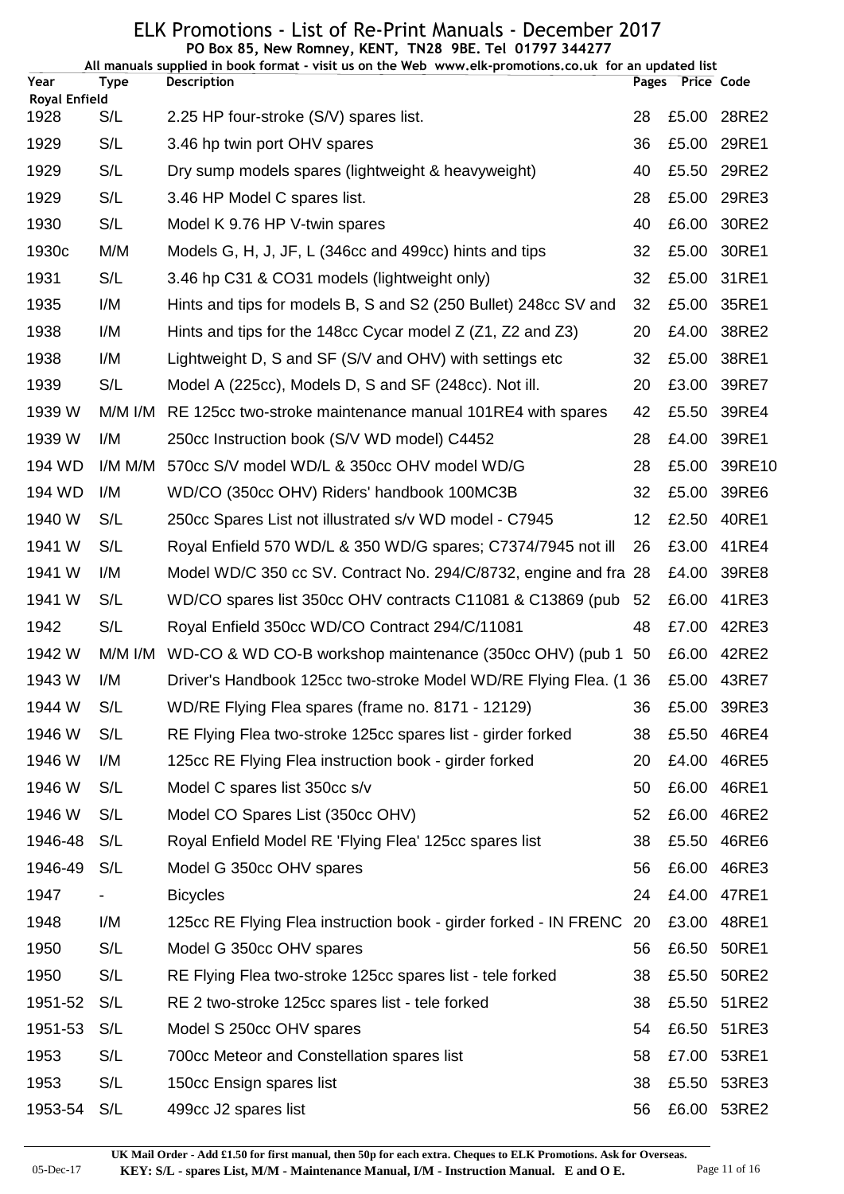# ELK Promotions - List of Re-Print Manuals - December 2017

**PO Box 85, New Romney, KENT, TN28 9BE. Tel 01797 344277**

**All manuals supplied in book format - visit us on the Web www.elk-promotions.co.uk for an updated list**

| Year | Type | Description | Pages | Price | Code |
|---|---|---|---|---|---|
| **Royal Enfield** | | | | | |
| 1928 | S/L | 2.25 HP four-stroke (S/V) spares list. | 28 | £5.00 | 28RE2 |
| 1929 | S/L | 3.46 hp twin port OHV spares | 36 | £5.00 | 29RE1 |
| 1929 | S/L | Dry sump models spares (lightweight & heavyweight) | 40 | £5.50 | 29RE2 |
| 1929 | S/L | 3.46 HP Model C spares list. | 28 | £5.00 | 29RE3 |
| 1930 | S/L | Model K 9.76 HP V-twin spares | 40 | £6.00 | 30RE2 |
| 1930c | M/M | Models G, H, J, JF, L (346cc and 499cc) hints and tips | 32 | £5.00 | 30RE1 |
| 1931 | S/L | 3.46 hp C31 & CO31 models (lightweight only) | 32 | £5.00 | 31RE1 |
| 1935 | I/M | Hints and tips for models B, S and S2 (250 Bullet) 248cc SV and | 32 | £5.00 | 35RE1 |
| 1938 | I/M | Hints and tips for the 148cc Cycar model Z (Z1, Z2 and Z3) | 20 | £4.00 | 38RE2 |
| 1938 | I/M | Lightweight D, S and SF (S/V and OHV) with settings etc | 32 | £5.00 | 38RE1 |
| 1939 | S/L | Model A (225cc), Models D, S and SF (248cc). Not ill. | 20 | £3.00 | 39RE7 |
| 1939 W | M/M I/M | RE 125cc two-stroke maintenance manual 101RE4 with spares | 42 | £5.50 | 39RE4 |
| 1939 W | I/M | 250cc Instruction book (S/V WD model) C4452 | 28 | £4.00 | 39RE1 |
| 194 WD | I/M M/M | 570cc S/V model WD/L & 350cc OHV model WD/G | 28 | £5.00 | 39RE10 |
| 194 WD | I/M | WD/CO (350cc OHV) Riders' handbook 100MC3B | 32 | £5.00 | 39RE6 |
| 1940 W | S/L | 250cc Spares List not illustrated s/v WD model - C7945 | 12 | £2.50 | 40RE1 |
| 1941 W | S/L | Royal Enfield 570 WD/L & 350 WD/G spares; C7374/7945 not ill | 26 | £3.00 | 41RE4 |
| 1941 W | I/M | Model WD/C 350 cc SV. Contract No. 294/C/8732, engine and fra | 28 | £4.00 | 39RE8 |
| 1941 W | S/L | WD/CO spares list 350cc OHV contracts C11081 & C13869 (pub | 52 | £6.00 | 41RE3 |
| 1942 | S/L | Royal Enfield 350cc WD/CO Contract 294/C/11081 | 48 | £7.00 | 42RE3 |
| 1942 W | M/M I/M | WD-CO & WD CO-B workshop maintenance (350cc OHV) (pub 1 | 50 | £6.00 | 42RE2 |
| 1943 W | I/M | Driver's Handbook 125cc two-stroke Model WD/RE Flying Flea. (1 | 36 | £5.00 | 43RE7 |
| 1944 W | S/L | WD/RE Flying Flea spares (frame no. 8171 - 12129) | 36 | £5.00 | 39RE3 |
| 1946 W | S/L | RE Flying Flea two-stroke 125cc spares list - girder forked | 38 | £5.50 | 46RE4 |
| 1946 W | I/M | 125cc RE Flying Flea instruction book - girder forked | 20 | £4.00 | 46RE5 |
| 1946 W | S/L | Model C spares list 350cc s/v | 50 | £6.00 | 46RE1 |
| 1946 W | S/L | Model CO Spares List (350cc OHV) | 52 | £6.00 | 46RE2 |
| 1946-48 | S/L | Royal Enfield Model RE 'Flying Flea' 125cc spares list | 38 | £5.50 | 46RE6 |
| 1946-49 | S/L | Model G 350cc OHV spares | 56 | £6.00 | 46RE3 |
| 1947 | - | Bicycles | 24 | £4.00 | 47RE1 |
| 1948 | I/M | 125cc RE Flying Flea instruction book - girder forked - IN FRENC | 20 | £3.00 | 48RE1 |
| 1950 | S/L | Model G 350cc OHV spares | 56 | £6.50 | 50RE1 |
| 1950 | S/L | RE Flying Flea two-stroke 125cc spares list - tele forked | 38 | £5.50 | 50RE2 |
| 1951-52 | S/L | RE 2 two-stroke 125cc spares list - tele forked | 38 | £5.50 | 51RE2 |
| 1951-53 | S/L | Model S 250cc OHV spares | 54 | £6.50 | 51RE3 |
| 1953 | S/L | 700cc Meteor and Constellation spares list | 58 | £7.00 | 53RE1 |
| 1953 | S/L | 150cc Ensign spares list | 38 | £5.50 | 53RE3 |
| 1953-54 | S/L | 499cc J2 spares list | 56 | £6.00 | 53RE2 |

**UK Mail Order - Add £1.50 for first manual, then 50p for each extra. Cheques to ELK Promotions. Ask for Overseas.**

05-Dec-17 **KEY: S/L - spares List, M/M - Maintenance Manual, I/M - Instruction Manual. E and O E.**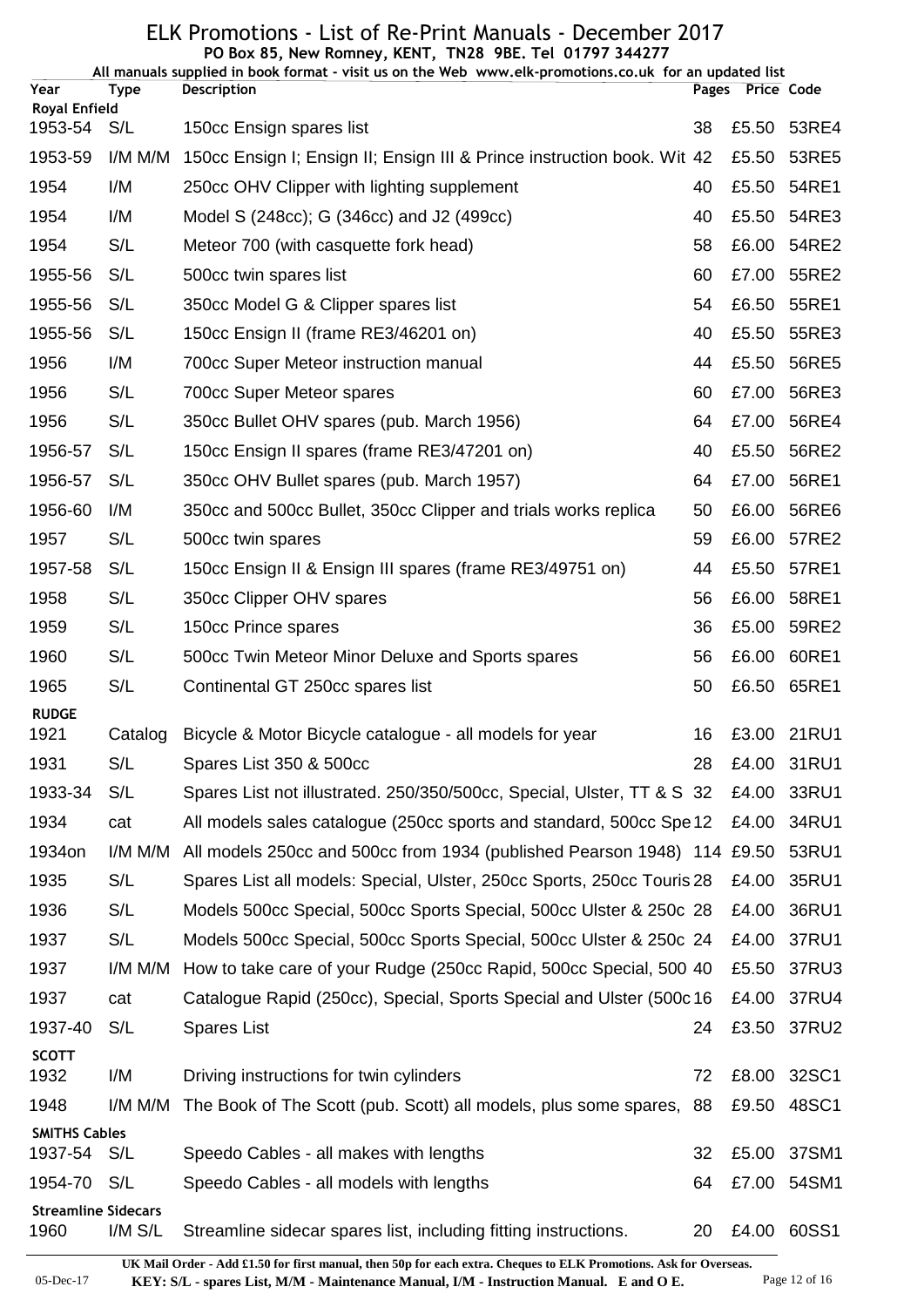# ELK Promotions - List of Re-Print Manuals - December 2017

**PO Box 85, New Romney, KENT, TN28 9BE. Tel 01797 344277**

**All manuals supplied in book format - visit us on the Web www.elk-promotions.co.uk for an updated list**

| Year | Type | Description | Pages | Price | Code |
|---|---|---|---|---|---|
| **Royal Enfield** | | | | | |
| 1953-54 | S/L | 150cc Ensign spares list | 38 | £5.50 | 53RE4 |
| 1953-59 | I/M M/M | 150cc Ensign I; Ensign II; Ensign III & Prince instruction book. Wit | 42 | £5.50 | 53RE5 |
| 1954 | I/M | 250cc OHV Clipper with lighting supplement | 40 | £5.50 | 54RE1 |
| 1954 | I/M | Model S (248cc); G (346cc) and J2 (499cc) | 40 | £5.50 | 54RE3 |
| 1954 | S/L | Meteor 700 (with casquette fork head) | 58 | £6.00 | 54RE2 |
| 1955-56 | S/L | 500cc twin spares list | 60 | £7.00 | 55RE2 |
| 1955-56 | S/L | 350cc Model G & Clipper spares list | 54 | £6.50 | 55RE1 |
| 1955-56 | S/L | 150cc Ensign II (frame RE3/46201 on) | 40 | £5.50 | 55RE3 |
| 1956 | I/M | 700cc Super Meteor instruction manual | 44 | £5.50 | 56RE5 |
| 1956 | S/L | 700cc Super Meteor spares | 60 | £7.00 | 56RE3 |
| 1956 | S/L | 350cc Bullet OHV spares (pub. March 1956) | 64 | £7.00 | 56RE4 |
| 1956-57 | S/L | 150cc Ensign II spares (frame RE3/47201 on) | 40 | £5.50 | 56RE2 |
| 1956-57 | S/L | 350cc OHV Bullet spares (pub. March 1957) | 64 | £7.00 | 56RE1 |
| 1956-60 | I/M | 350cc and 500cc Bullet, 350cc Clipper and trials works replica | 50 | £6.00 | 56RE6 |
| 1957 | S/L | 500cc twin spares | 59 | £6.00 | 57RE2 |
| 1957-58 | S/L | 150cc Ensign II & Ensign III spares (frame RE3/49751 on) | 44 | £5.50 | 57RE1 |
| 1958 | S/L | 350cc Clipper OHV spares | 56 | £6.00 | 58RE1 |
| 1959 | S/L | 150cc Prince spares | 36 | £5.00 | 59RE2 |
| 1960 | S/L | 500cc Twin Meteor Minor Deluxe and Sports spares | 56 | £6.00 | 60RE1 |
| 1965 | S/L | Continental GT 250cc spares list | 50 | £6.50 | 65RE1 |
| **RUDGE** | | | | | |
| 1921 | Catalog | Bicycle & Motor Bicycle catalogue - all models for year | 16 | £3.00 | 21RU1 |
| 1931 | S/L | Spares List 350 & 500cc | 28 | £4.00 | 31RU1 |
| 1933-34 | S/L | Spares List not illustrated. 250/350/500cc, Special, Ulster, TT & S | 32 | £4.00 | 33RU1 |
| 1934 | cat | All models sales catalogue (250cc sports and standard, 500cc Spe | 12 | £4.00 | 34RU1 |
| 1934on | I/M M/M | All models 250cc and 500cc from 1934 (published Pearson 1948) | 114 | £9.50 | 53RU1 |
| 1935 | S/L | Spares List all models: Special, Ulster, 250cc Sports, 250cc Touris | 28 | £4.00 | 35RU1 |
| 1936 | S/L | Models 500cc Special, 500cc Sports Special, 500cc Ulster & 250c | 28 | £4.00 | 36RU1 |
| 1937 | S/L | Models 500cc Special, 500cc Sports Special, 500cc Ulster & 250c | 24 | £4.00 | 37RU1 |
| 1937 | I/M M/M | How to take care of your Rudge (250cc Rapid, 500cc Special, 500 | 40 | £5.50 | 37RU3 |
| 1937 | cat | Catalogue Rapid (250cc), Special, Sports Special and Ulster (500c | 16 | £4.00 | 37RU4 |
| 1937-40 | S/L | Spares List | 24 | £3.50 | 37RU2 |
| **SCOTT** | | | | | |
| 1932 | I/M | Driving instructions for twin cylinders | 72 | £8.00 | 32SC1 |
| 1948 | I/M M/M | The Book of The Scott (pub. Scott) all models, plus some spares, | 88 | £9.50 | 48SC1 |
| **SMITHS Cables** | | | | | |
| 1937-54 | S/L | Speedo Cables - all makes with lengths | 32 | £5.00 | 37SM1 |
| 1954-70 | S/L | Speedo Cables - all models with lengths | 64 | £7.00 | 54SM1 |
| **Streamline Sidecars** | | | | | |
| 1960 | I/M S/L | Streamline sidecar spares list, including fitting instructions. | 20 | £4.00 | 60SS1 |

**UK Mail Order - Add £1.50 for first manual, then 50p for each extra. Cheques to ELK Promotions. Ask for Overseas.**

**KEY: S/L - spares List, M/M - Maintenance Manual, I/M - Instruction Manual. E and O E.**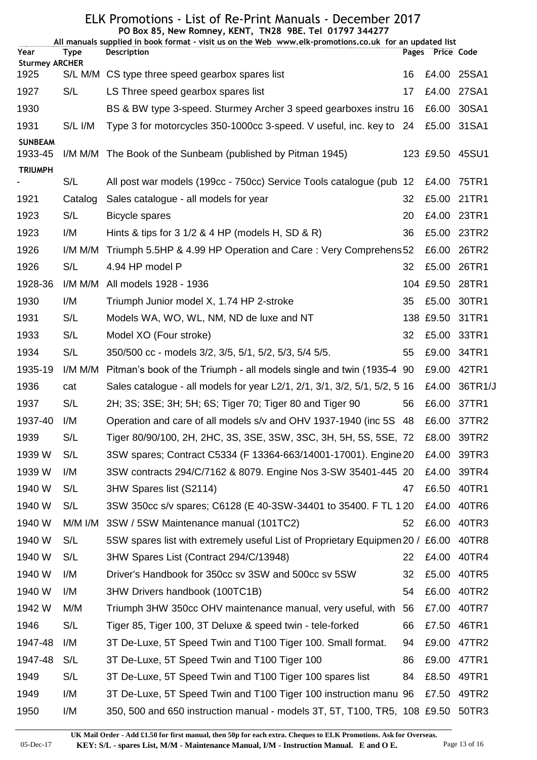# ELK Promotions - List of Re-Print Manuals - December 2017

**PO Box 85, New Romney, KENT, TN28 9BE. Tel 01797 344277**

**All manuals supplied in book format - visit us on the Web www.elk-promotions.co.uk for an updated list**

| Year | Type | Description | Pages | Price | Code |
|---|---|---|---|---|---|
| **Sturmey ARCHER** | | | | | |
| 1925 | S/L M/M | CS type three speed gearbox spares list | 16 | £4.00 | 25SA1 |
| 1927 | S/L | LS Three speed gearbox spares list | 17 | £4.00 | 27SA1 |
| 1930 | | BS & BW type 3-speed. Sturmey Archer 3 speed gearboxes instru | 16 | £6.00 | 30SA1 |
| 1931 | S/L I/M | Type 3 for motorcycles 350-1000cc 3-speed. V useful, inc. key to | 24 | £5.00 | 31SA1 |
| **SUNBEAM** | | | | | |
| 1933-45 | I/M M/M | The Book of the Sunbeam (published by Pitman 1945) | 123 | £9.50 | 45SU1 |
| **TRIUMPH** | | | | | |
| - | S/L | All post war models (199cc - 750cc) Service Tools catalogue (pub | 12 | £4.00 | 75TR1 |
| 1921 | Catalog | Sales catalogue - all models for year | 32 | £5.00 | 21TR1 |
| 1923 | S/L | Bicycle spares | 20 | £4.00 | 23TR1 |
| 1923 | I/M | Hints & tips for 3 1/2 & 4 HP (models H, SD & R) | 36 | £5.00 | 23TR2 |
| 1926 | I/M M/M | Triumph 5.5HP & 4.99 HP Operation and Care : Very Comprehens | 52 | £6.00 | 26TR2 |
| 1926 | S/L | 4.94 HP model P | 32 | £5.00 | 26TR1 |
| 1928-36 | I/M M/M | All models 1928 - 1936 | 104 | £9.50 | 28TR1 |
| 1930 | I/M | Triumph Junior model X, 1.74 HP 2-stroke | 35 | £5.00 | 30TR1 |
| 1931 | S/L | Models WA, WO, WL, NM, ND de luxe and NT | 138 | £9.50 | 31TR1 |
| 1933 | S/L | Model XO (Four stroke) | 32 | £5.00 | 33TR1 |
| 1934 | S/L | 350/500 cc - models 3/2, 3/5, 5/1, 5/2, 5/3, 5/4 5/5. | 55 | £9.00 | 34TR1 |
| 1935-19 | I/M M/M | Pitman's book of the Triumph - all models single and twin (1935-4 | 90 | £9.00 | 42TR1 |
| 1936 | cat | Sales catalogue - all models for year L2/1, 2/1, 3/1, 3/2, 5/1, 5/2, 5 | 16 | £4.00 | 36TR1/J |
| 1937 | S/L | 2H; 3S; 3SE; 3H; 5H; 6S; Tiger 70; Tiger 80 and Tiger 90 | 56 | £6.00 | 37TR1 |
| 1937-40 | I/M | Operation and care of all models s/v and OHV 1937-1940 (inc 5S | 48 | £6.00 | 37TR2 |
| 1939 | S/L | Tiger 80/90/100, 2H, 2HC, 3S, 3SE, 3SW, 3SC, 3H, 5H, 5S, 5SE, | 72 | £8.00 | 39TR2 |
| 1939 W | S/L | 3SW spares; Contract C5334 (F 13364-663/14001-17001). Engine | 20 | £4.00 | 39TR3 |
| 1939 W | I/M | 3SW contracts 294/C/7162 & 8079. Engine Nos 3-SW 35401-445 | 20 | £4.00 | 39TR4 |
| 1940 W | S/L | 3HW Spares list (S2114) | 47 | £6.50 | 40TR1 |
| 1940 W | S/L | 3SW 350cc s/v spares; C6128 (E 40-3SW-34401 to 35400. F TL 1 | 20 | £4.00 | 40TR6 |
| 1940 W | M/M I/M | 3SW / 5SW Maintenance manual (101TC2) | 52 | £6.00 | 40TR3 |
| 1940 W | S/L | 5SW spares list with extremely useful List of Proprietary Equipmen | 20 / | £6.00 | 40TR8 |
| 1940 W | S/L | 3HW Spares List (Contract 294/C/13948) | 22 | £4.00 | 40TR4 |
| 1940 W | I/M | Driver's Handbook for 350cc sv 3SW and 500cc sv 5SW | 32 | £5.00 | 40TR5 |
| 1940 W | I/M | 3HW Drivers handbook (100TC1B) | 54 | £6.00 | 40TR2 |
| 1942 W | M/M | Triumph 3HW 350cc OHV maintenance manual, very useful, with | 56 | £7.00 | 40TR7 |
| 1946 | S/L | Tiger 85, Tiger 100, 3T Deluxe & speed twin - tele-forked | 66 | £7.50 | 46TR1 |
| 1947-48 | I/M | 3T De-Luxe, 5T Speed Twin and T100 Tiger 100. Small format. | 94 | £9.00 | 47TR2 |
| 1947-48 | S/L | 3T De-Luxe, 5T Speed Twin and T100 Tiger 100 | 86 | £9.00 | 47TR1 |
| 1949 | S/L | 3T De-Luxe, 5T Speed Twin and T100 Tiger 100 spares list | 84 | £8.50 | 49TR1 |
| 1949 | I/M | 3T De-Luxe, 5T Speed Twin and T100 Tiger 100 instruction manu | 96 | £7.50 | 49TR2 |
| 1950 | I/M | 350, 500 and 650 instruction manual - models 3T, 5T, T100, TR5, | 108 | £9.50 | 50TR3 |

**UK Mail Order - Add £1.50 for first manual, then 50p for each extra. Cheques to ELK Promotions. Ask for Overseas.**

**KEY: S/L - spares List, M/M - Maintenance Manual, I/M - Instruction Manual. E and O E.**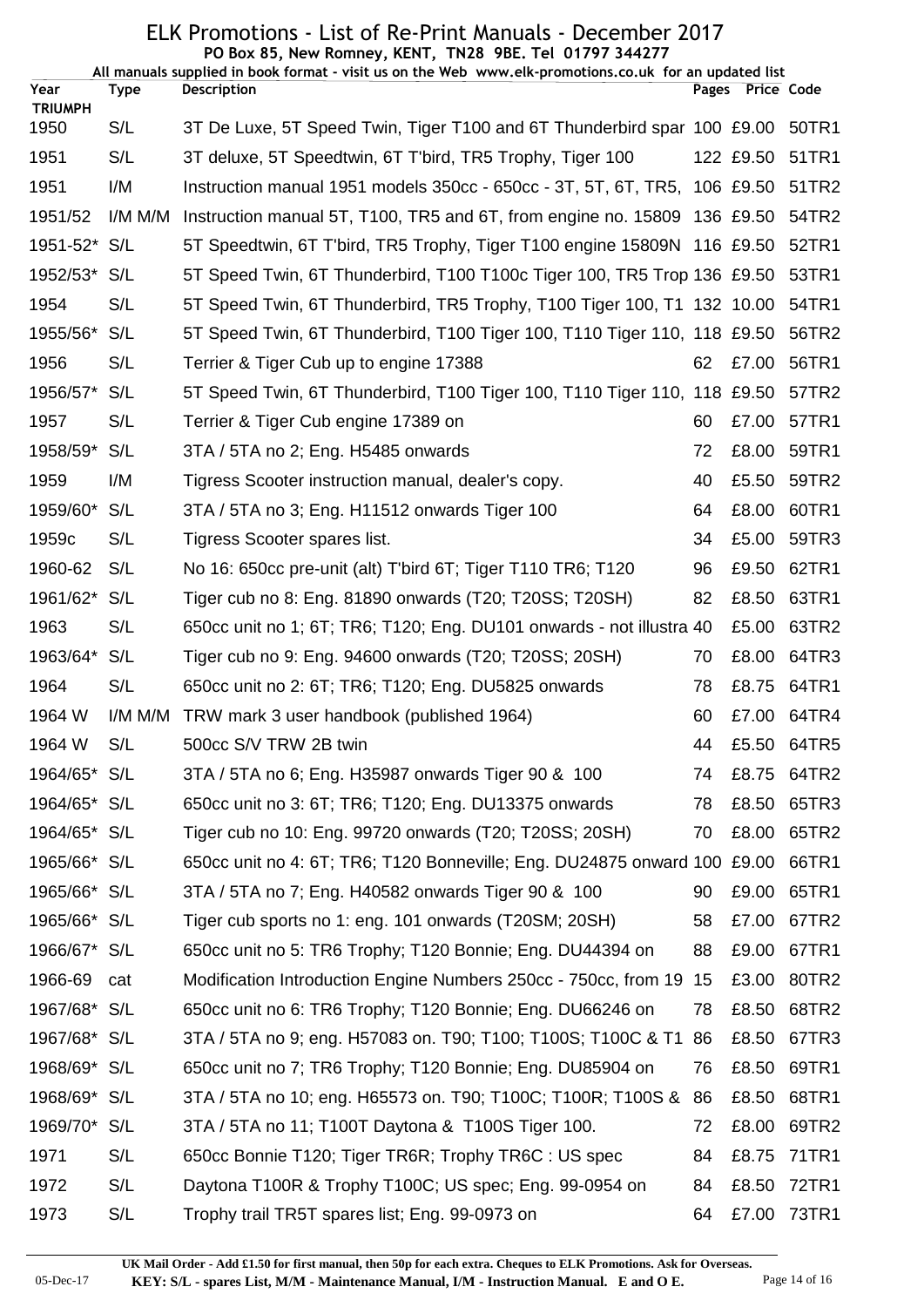# ELK Promotions - List of Re-Print Manuals - December 2017

**PO Box 85, New Romney, KENT, TN28 9BE. Tel 01797 344277**

**All manuals supplied in book format - visit us on the Web www.elk-promotions.co.uk for an updated list**

| Year | Type | Description | Pages | Price | Code |
|---|---|---|---|---|---|
| **TRIUMPH** | | | | | |
| 1950 | S/L | 3T De Luxe, 5T Speed Twin, Tiger T100 and 6T Thunderbird spar | 100 | £9.00 | 50TR1 |
| 1951 | S/L | 3T deluxe, 5T Speedtwin, 6T T'bird, TR5 Trophy, Tiger 100 | 122 | £9.50 | 51TR1 |
| 1951 | I/M | Instruction manual 1951 models 350cc - 650cc - 3T, 5T, 6T, TR5, | 106 | £9.50 | 51TR2 |
| 1951/52 | I/M M/M | Instruction manual 5T, T100, TR5 and 6T, from engine no. 15809 | 136 | £9.50 | 54TR2 |
| 1951-52* | S/L | 5T Speedtwin, 6T T'bird, TR5 Trophy, Tiger T100 engine 15809N | 116 | £9.50 | 52TR1 |
| 1952/53* | S/L | 5T Speed Twin, 6T Thunderbird, T100 T100c Tiger 100, TR5 Trop | 136 | £9.50 | 53TR1 |
| 1954 | S/L | 5T Speed Twin, 6T Thunderbird, TR5 Trophy, T100 Tiger 100, T1 | 132 | 10.00 | 54TR1 |
| 1955/56* | S/L | 5T Speed Twin, 6T Thunderbird, T100 Tiger 100, T110 Tiger 110, | 118 | £9.50 | 56TR2 |
| 1956 | S/L | Terrier & Tiger Cub up to engine 17388 | 62 | £7.00 | 56TR1 |
| 1956/57* | S/L | 5T Speed Twin, 6T Thunderbird, T100 Tiger 100, T110 Tiger 110, | 118 | £9.50 | 57TR2 |
| 1957 | S/L | Terrier & Tiger Cub engine 17389 on | 60 | £7.00 | 57TR1 |
| 1958/59* | S/L | 3TA / 5TA no 2; Eng. H5485 onwards | 72 | £8.00 | 59TR1 |
| 1959 | I/M | Tigress Scooter instruction manual, dealer's copy. | 40 | £5.50 | 59TR2 |
| 1959/60* | S/L | 3TA / 5TA no 3; Eng. H11512 onwards Tiger 100 | 64 | £8.00 | 60TR1 |
| 1959c | S/L | Tigress Scooter spares list. | 34 | £5.00 | 59TR3 |
| 1960-62 | S/L | No 16: 650cc pre-unit (alt) T'bird 6T; Tiger T110 TR6; T120 | 96 | £9.50 | 62TR1 |
| 1961/62* | S/L | Tiger cub no 8: Eng. 81890 onwards (T20; T20SS; T20SH) | 82 | £8.50 | 63TR1 |
| 1963 | S/L | 650cc unit no 1; 6T; TR6; T120; Eng. DU101 onwards - not illustra | 40 | £5.00 | 63TR2 |
| 1963/64* | S/L | Tiger cub no 9: Eng. 94600 onwards (T20; T20SS; 20SH) | 70 | £8.00 | 64TR3 |
| 1964 | S/L | 650cc unit no 2: 6T; TR6; T120; Eng. DU5825 onwards | 78 | £8.75 | 64TR1 |
| 1964 W | I/M M/M | TRW mark 3 user handbook (published 1964) | 60 | £7.00 | 64TR4 |
| 1964 W | S/L | 500cc S/V TRW 2B twin | 44 | £5.50 | 64TR5 |
| 1964/65* | S/L | 3TA / 5TA no 6; Eng. H35987 onwards Tiger 90 & 100 | 74 | £8.75 | 64TR2 |
| 1964/65* | S/L | 650cc unit no 3: 6T; TR6; T120; Eng. DU13375 onwards | 78 | £8.50 | 65TR3 |
| 1964/65* | S/L | Tiger cub no 10: Eng. 99720 onwards (T20; T20SS; 20SH) | 70 | £8.00 | 65TR2 |
| 1965/66* | S/L | 650cc unit no 4: 6T; TR6; T120 Bonneville; Eng. DU24875 onward | 100 | £9.00 | 66TR1 |
| 1965/66* | S/L | 3TA / 5TA no 7; Eng. H40582 onwards Tiger 90 & 100 | 90 | £9.00 | 65TR1 |
| 1965/66* | S/L | Tiger cub sports no 1: eng. 101 onwards (T20SM; 20SH) | 58 | £7.00 | 67TR2 |
| 1966/67* | S/L | 650cc unit no 5: TR6 Trophy; T120 Bonnie; Eng. DU44394 on | 88 | £9.00 | 67TR1 |
| 1966-69 | cat | Modification Introduction Engine Numbers 250cc - 750cc, from 19 | 15 | £3.00 | 80TR2 |
| 1967/68* | S/L | 650cc unit no 6: TR6 Trophy; T120 Bonnie; Eng. DU66246 on | 78 | £8.50 | 68TR2 |
| 1967/68* | S/L | 3TA / 5TA no 9; eng. H57083 on. T90; T100; T100S; T100C & T1 | 86 | £8.50 | 67TR3 |
| 1968/69* | S/L | 650cc unit no 7; TR6 Trophy; T120 Bonnie; Eng. DU85904 on | 76 | £8.50 | 69TR1 |
| 1968/69* | S/L | 3TA / 5TA no 10; eng. H65573 on. T90; T100C; T100R; T100S & | 86 | £8.50 | 68TR1 |
| 1969/70* | S/L | 3TA / 5TA no 11; T100T Daytona & T100S Tiger 100. | 72 | £8.00 | 69TR2 |
| 1971 | S/L | 650cc Bonnie T120; Tiger TR6R; Trophy TR6C : US spec | 84 | £8.75 | 71TR1 |
| 1972 | S/L | Daytona T100R & Trophy T100C; US spec; Eng. 99-0954 on | 84 | £8.50 | 72TR1 |
| 1973 | S/L | Trophy trail TR5T spares list; Eng. 99-0973 on | 64 | £7.00 | 73TR1 |

**UK Mail Order - Add £1.50 for first manual, then 50p for each extra. Cheques to ELK Promotions. Ask for Overseas.**

**KEY: S/L - spares List, M/M - Maintenance Manual, I/M - Instruction Manual. E and O E.**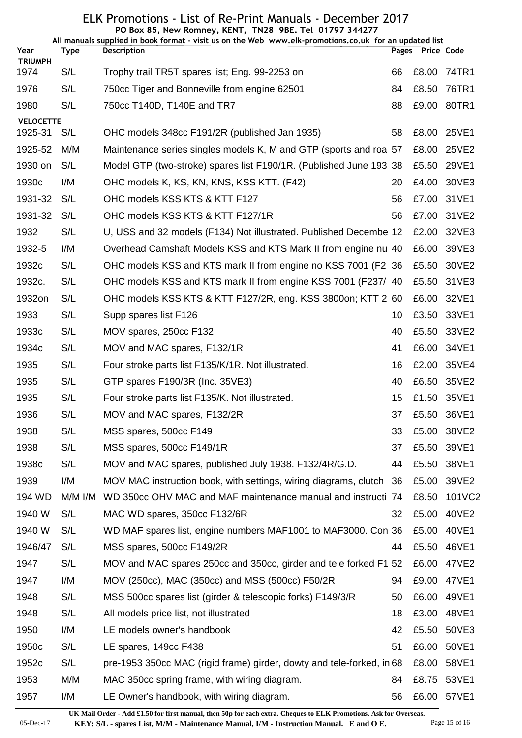# ELK Promotions - List of Re-Print Manuals - December 2017

**PO Box 85, New Romney, KENT, TN28 9BE. Tel 01797 344277**

**All manuals supplied in book format - visit us on the Web www.elk-promotions.co.uk for an updated list**

| Year | Type | Description | Pages | Price | Code |
|---|---|---|---|---|---|
| **TRIUMPH** | | | | | |
| 1974 | S/L | Trophy trail TR5T spares list; Eng. 99-2253 on | 66 | £8.00 | 74TR1 |
| 1976 | S/L | 750cc Tiger and Bonneville from engine 62501 | 84 | £8.50 | 76TR1 |
| 1980 | S/L | 750cc T140D, T140E and TR7 | 88 | £9.00 | 80TR1 |
| **VELOCETTE** | | | | | |
| 1925-31 | S/L | OHC models 348cc F191/2R (published Jan 1935) | 58 | £8.00 | 25VE1 |
| 1925-52 | M/M | Maintenance series singles models K, M and GTP (sports and roa | 57 | £8.00 | 25VE2 |
| 1930 on | S/L | Model GTP (two-stroke) spares list F190/1R. (Published June 193 | 38 | £5.50 | 29VE1 |
| 1930c | I/M | OHC models K, KS, KN, KNS, KSS KTT. (F42) | 20 | £4.00 | 30VE3 |
| 1931-32 | S/L | OHC models KSS KTS & KTT F127 | 56 | £7.00 | 31VE1 |
| 1931-32 | S/L | OHC models KSS KTS & KTT F127/1R | 56 | £7.00 | 31VE2 |
| 1932 | S/L | U, USS and 32 models (F134) Not illustrated. Published Decembe | 12 | £2.00 | 32VE3 |
| 1932-5 | I/M | Overhead Camshaft Models KSS and KTS Mark II from engine nu | 40 | £6.00 | 39VE3 |
| 1932c | S/L | OHC models KSS and KTS mark II from engine no KSS 7001 (F2 | 36 | £5.50 | 30VE2 |
| 1932c. | S/L | OHC models KSS and KTS mark II from engine KSS 7001 (F237/ | 40 | £5.50 | 31VE3 |
| 1932on | S/L | OHC models KSS KTS & KTT F127/2R, eng. KSS 3800on; KTT 2 | 60 | £6.00 | 32VE1 |
| 1933 | S/L | Supp spares list F126 | 10 | £3.50 | 33VE1 |
| 1933c | S/L | MOV spares, 250cc F132 | 40 | £5.50 | 33VE2 |
| 1934c | S/L | MOV and MAC spares, F132/1R | 41 | £6.00 | 34VE1 |
| 1935 | S/L | Four stroke parts list F135/K/1R. Not illustrated. | 16 | £2.00 | 35VE4 |
| 1935 | S/L | GTP spares F190/3R (Inc. 35VE3) | 40 | £6.50 | 35VE2 |
| 1935 | S/L | Four stroke parts list F135/K. Not illustrated. | 15 | £1.50 | 35VE1 |
| 1936 | S/L | MOV and MAC spares, F132/2R | 37 | £5.50 | 36VE1 |
| 1938 | S/L | MSS spares, 500cc F149 | 33 | £5.00 | 38VE2 |
| 1938 | S/L | MSS spares, 500cc F149/1R | 37 | £5.50 | 39VE1 |
| 1938c | S/L | MOV and MAC spares, published July 1938. F132/4R/G.D. | 44 | £5.50 | 38VE1 |
| 1939 | I/M | MOV MAC instruction book, with settings, wiring diagrams, clutch | 36 | £5.00 | 39VE2 |
| 194 WD | M/M I/M | WD 350cc OHV MAC and MAF maintenance manual and instructi | 74 | £8.50 | 101VC2 |
| 1940 W | S/L | MAC WD spares, 350cc F132/6R | 32 | £5.00 | 40VE2 |
| 1940 W | S/L | WD MAF spares list, engine numbers MAF1001 to MAF3000. Con | 36 | £5.00 | 40VE1 |
| 1946/47 | S/L | MSS spares, 500cc F149/2R | 44 | £5.50 | 46VE1 |
| 1947 | S/L | MOV and MAC spares 250cc and 350cc, girder and tele forked F1 | 52 | £6.00 | 47VE2 |
| 1947 | I/M | MOV (250cc), MAC (350cc) and MSS (500cc) F50/2R | 94 | £9.00 | 47VE1 |
| 1948 | S/L | MSS 500cc spares list (girder & telescopic forks) F149/3/R | 50 | £6.00 | 49VE1 |
| 1948 | S/L | All models price list, not illustrated | 18 | £3.00 | 48VE1 |
| 1950 | I/M | LE models owner's handbook | 42 | £5.50 | 50VE3 |
| 1950c | S/L | LE spares, 149cc F438 | 51 | £6.00 | 50VE1 |
| 1952c | S/L | pre-1953 350cc MAC (rigid frame) girder, dowty and tele-forked, in | 68 | £8.00 | 58VE1 |
| 1953 | M/M | MAC 350cc spring frame, with wiring diagram. | 84 | £8.75 | 53VE1 |
| 1957 | I/M | LE Owner's handbook, with wiring diagram. | 56 | £6.00 | 57VE1 |

**UK Mail Order - Add £1.50 for first manual, then 50p for each extra. Cheques to ELK Promotions. Ask for Overseas.**

05-Dec-17 **KEY: S/L - spares List, M/M - Maintenance Manual, I/M - Instruction Manual. E and O E.**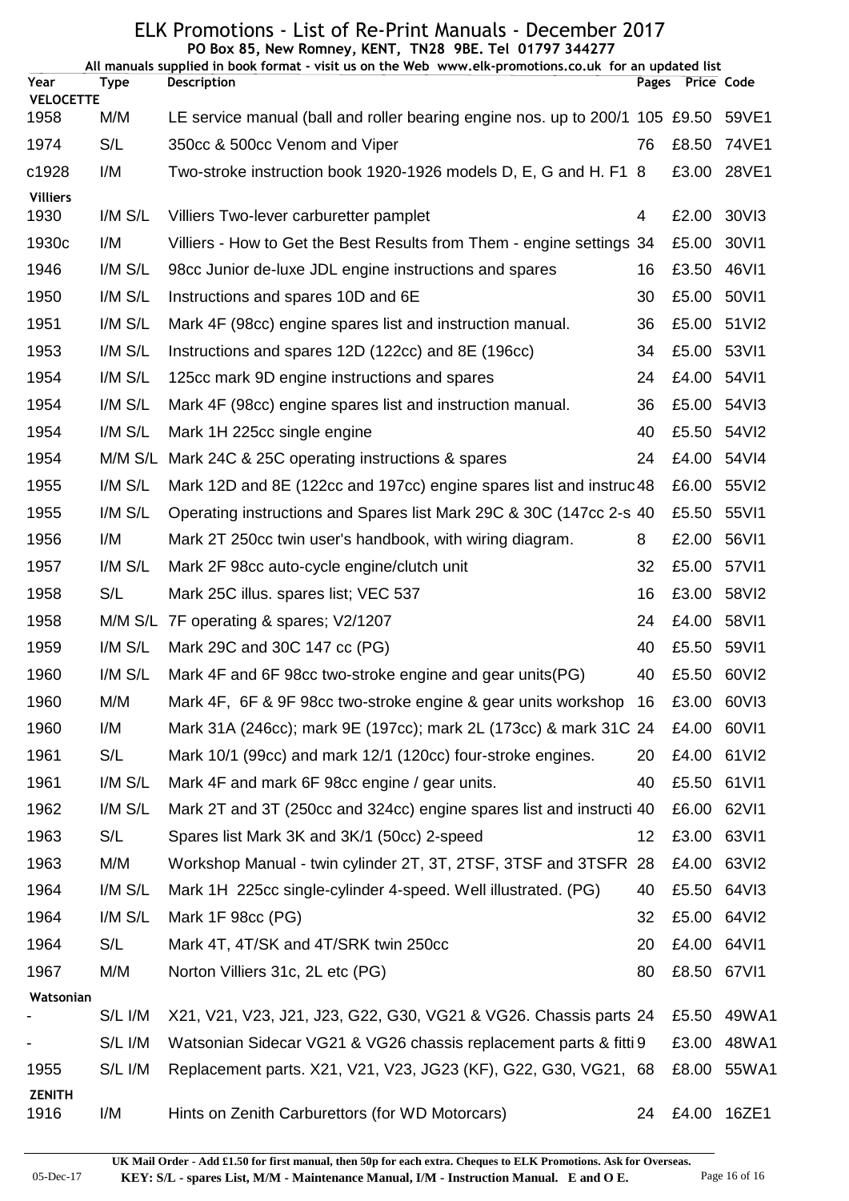# ELK Promotions - List of Re-Print Manuals - December 2017

**PO Box 85, New Romney, KENT, TN28 9BE. Tel 01797 344277**

**All manuals supplied in book format - visit us on the Web www.elk-promotions.co.uk for an updated list**

| Year | Type | Description | Pages | Price | Code |
|---|---|---|---|---|---|
| **VELOCETTE** | | | | | |
| 1958 | M/M | LE service manual (ball and roller bearing engine nos. up to 200/1 | 105 | £9.50 | 59VE1 |
| 1974 | S/L | 350cc & 500cc Venom and Viper | 76 | £8.50 | 74VE1 |
| c1928 | I/M | Two-stroke instruction book 1920-1926 models D, E, G and H. F1 | 8 | £3.00 | 28VE1 |
| **Villiers** | | | | | |
| 1930 | I/M S/L | Villiers Two-lever carburetter pamplet | 4 | £2.00 | 30VI3 |
| 1930c | I/M | Villiers - How to Get the Best Results from Them - engine settings | 34 | £5.00 | 30VI1 |
| 1946 | I/M S/L | 98cc Junior de-luxe JDL engine instructions and spares | 16 | £3.50 | 46VI1 |
| 1950 | I/M S/L | Instructions and spares 10D and 6E | 30 | £5.00 | 50VI1 |
| 1951 | I/M S/L | Mark 4F (98cc) engine spares list and instruction manual. | 36 | £5.00 | 51VI2 |
| 1953 | I/M S/L | Instructions and spares 12D (122cc) and 8E (196cc) | 34 | £5.00 | 53VI1 |
| 1954 | I/M S/L | 125cc mark 9D engine instructions and spares | 24 | £4.00 | 54VI1 |
| 1954 | I/M S/L | Mark 4F (98cc) engine spares list and instruction manual. | 36 | £5.00 | 54VI3 |
| 1954 | I/M S/L | Mark 1H 225cc single engine | 40 | £5.50 | 54VI2 |
| 1954 | M/M S/L | Mark 24C & 25C operating instructions & spares | 24 | £4.00 | 54VI4 |
| 1955 | I/M S/L | Mark 12D and 8E (122cc and 197cc) engine spares list and instruc | 48 | £6.00 | 55VI2 |
| 1955 | I/M S/L | Operating instructions and Spares list Mark 29C & 30C (147cc 2-s | 40 | £5.50 | 55VI1 |
| 1956 | I/M | Mark 2T 250cc twin user's handbook, with wiring diagram. | 8 | £2.00 | 56VI1 |
| 1957 | I/M S/L | Mark 2F 98cc auto-cycle engine/clutch unit | 32 | £5.00 | 57VI1 |
| 1958 | S/L | Mark 25C illus. spares list; VEC 537 | 16 | £3.00 | 58VI2 |
| 1958 | M/M S/L | 7F operating & spares; V2/1207 | 24 | £4.00 | 58VI1 |
| 1959 | I/M S/L | Mark 29C and 30C 147 cc (PG) | 40 | £5.50 | 59VI1 |
| 1960 | I/M S/L | Mark 4F and 6F 98cc two-stroke engine and gear units(PG) | 40 | £5.50 | 60VI2 |
| 1960 | M/M | Mark 4F, 6F & 9F 98cc two-stroke engine & gear units workshop | 16 | £3.00 | 60VI3 |
| 1960 | I/M | Mark 31A (246cc); mark 9E (197cc); mark 2L (173cc) & mark 31C | 24 | £4.00 | 60VI1 |
| 1961 | S/L | Mark 10/1 (99cc) and mark 12/1 (120cc) four-stroke engines. | 20 | £4.00 | 61VI2 |
| 1961 | I/M S/L | Mark 4F and mark 6F 98cc engine / gear units. | 40 | £5.50 | 61VI1 |
| 1962 | I/M S/L | Mark 2T and 3T (250cc and 324cc) engine spares list and instructi | 40 | £6.00 | 62VI1 |
| 1963 | S/L | Spares list Mark 3K and 3K/1 (50cc) 2-speed | 12 | £3.00 | 63VI1 |
| 1963 | M/M | Workshop Manual - twin cylinder 2T, 3T, 2TSF, 3TSF and 3TSFR | 28 | £4.00 | 63VI2 |
| 1964 | I/M S/L | Mark 1H 225cc single-cylinder 4-speed. Well illustrated. (PG) | 40 | £5.50 | 64VI3 |
| 1964 | I/M S/L | Mark 1F 98cc (PG) | 32 | £5.00 | 64VI2 |
| 1964 | S/L | Mark 4T, 4T/SK and 4T/SRK twin 250cc | 20 | £4.00 | 64VI1 |
| 1967 | M/M | Norton Villiers 31c, 2L etc (PG) | 80 | £8.50 | 67VI1 |
| **Watsonian** | | | | | |
| - | S/L I/M | X21, V21, V23, J21, J23, G22, G30, VG21 & VG26. Chassis parts | 24 | £5.50 | 49WA1 |
| - | S/L I/M | Watsonian Sidecar VG21 & VG26 chassis replacement parts & fitti | 9 | £3.00 | 48WA1 |
| 1955 | S/L I/M | Replacement parts. X21, V21, V23, JG23 (KF), G22, G30, VG21, | 68 | £8.00 | 55WA1 |
| **ZENITH** | | | | | |
| 1916 | I/M | Hints on Zenith Carburettors (for WD Motorcars) | 24 | £4.00 | 16ZE1 |

**UK Mail Order - Add £1.50 for first manual, then 50p for each extra. Cheques to ELK Promotions. Ask for Overseas.**

05-Dec-17 **KEY: S/L - spares List, M/M - Maintenance Manual, I/M - Instruction Manual. E and O E.**